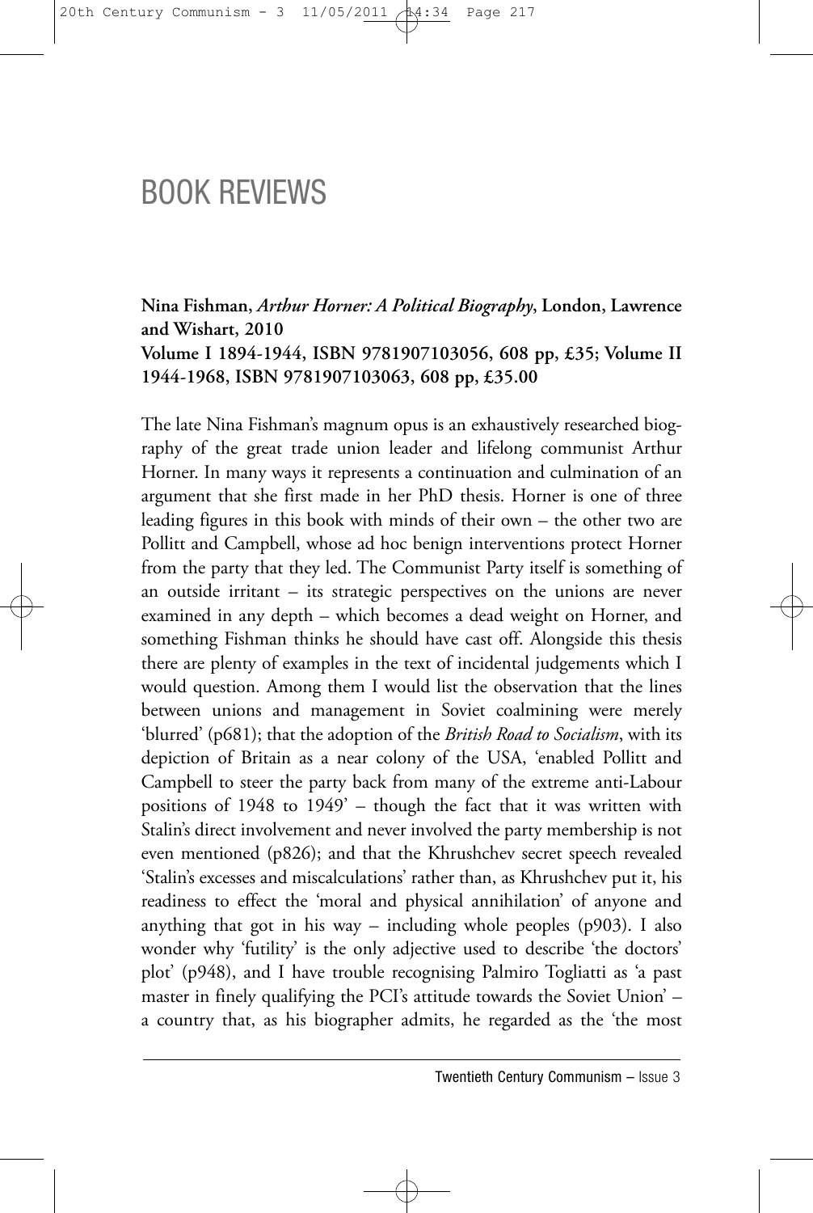# BOOK REVIEWS

**Nina Fishman, *Arthur Horner: A Political Biography*, London, Lawrence and Wishart, 2010**
**Volume I 1894-1944, ISBN 9781907103056, 608 pp, £35; Volume II 1944-1968, ISBN 9781907103063, 608 pp, £35.00**

The late Nina Fishman's magnum opus is an exhaustively researched biography of the great trade union leader and lifelong communist Arthur Horner. In many ways it represents a continuation and culmination of an argument that she first made in her PhD thesis. Horner is one of three leading figures in this book with minds of their own – the other two are Pollitt and Campbell, whose ad hoc benign interventions protect Horner from the party that they led. The Communist Party itself is something of an outside irritant – its strategic perspectives on the unions are never examined in any depth – which becomes a dead weight on Horner, and something Fishman thinks he should have cast off. Alongside this thesis there are plenty of examples in the text of incidental judgements which I would question. Among them I would list the observation that the lines between unions and management in Soviet coalmining were merely 'blurred' (p681); that the adoption of the *British Road to Socialism*, with its depiction of Britain as a near colony of the USA, 'enabled Pollitt and Campbell to steer the party back from many of the extreme anti-Labour positions of 1948 to 1949' – though the fact that it was written with Stalin's direct involvement and never involved the party membership is not even mentioned (p826); and that the Khrushchev secret speech revealed 'Stalin's excesses and miscalculations' rather than, as Khrushchev put it, his readiness to effect the 'moral and physical annihilation' of anyone and anything that got in his way – including whole peoples (p903). I also wonder why 'futility' is the only adjective used to describe 'the doctors' plot' (p948), and I have trouble recognising Palmiro Togliatti as 'a past master in finely qualifying the PCI's attitude towards the Soviet Union' – a country that, as his biographer admits, he regarded as the 'the most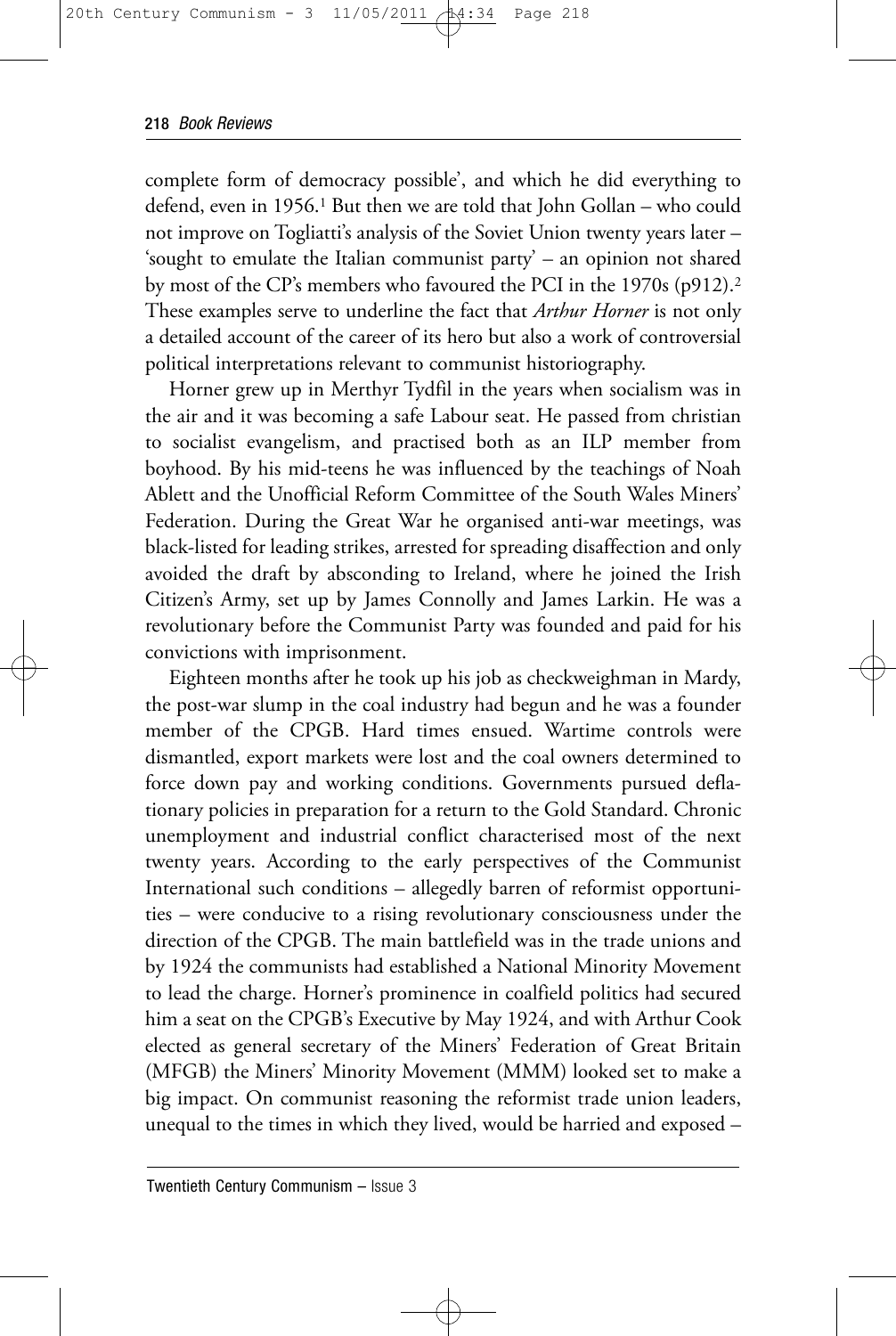complete form of democracy possible', and which he did everything to defend, even in 1956.[1] But then we are told that John Gollan – who could not improve on Togliatti's analysis of the Soviet Union twenty years later – 'sought to emulate the Italian communist party' – an opinion not shared by most of the CP's members who favoured the PCI in the 1970s (p912).[2] These examples serve to underline the fact that *Arthur Horner* is not only a detailed account of the career of its hero but also a work of controversial political interpretations relevant to communist historiography.

Horner grew up in Merthyr Tydfil in the years when socialism was in the air and it was becoming a safe Labour seat. He passed from christian to socialist evangelism, and practised both as an ILP member from boyhood. By his mid-teens he was influenced by the teachings of Noah Ablett and the Unofficial Reform Committee of the South Wales Miners' Federation. During the Great War he organised anti-war meetings, was black-listed for leading strikes, arrested for spreading disaffection and only avoided the draft by absconding to Ireland, where he joined the Irish Citizen's Army, set up by James Connolly and James Larkin. He was a revolutionary before the Communist Party was founded and paid for his convictions with imprisonment.

Eighteen months after he took up his job as checkweighman in Mardy, the post-war slump in the coal industry had begun and he was a founder member of the CPGB. Hard times ensued. Wartime controls were dismantled, export markets were lost and the coal owners determined to force down pay and working conditions. Governments pursued deflationary policies in preparation for a return to the Gold Standard. Chronic unemployment and industrial conflict characterised most of the next twenty years. According to the early perspectives of the Communist International such conditions – allegedly barren of reformist opportunities – were conducive to a rising revolutionary consciousness under the direction of the CPGB. The main battlefield was in the trade unions and by 1924 the communists had established a National Minority Movement to lead the charge. Horner's prominence in coalfield politics had secured him a seat on the CPGB's Executive by May 1924, and with Arthur Cook elected as general secretary of the Miners' Federation of Great Britain (MFGB) the Miners' Minority Movement (MMM) looked set to make a big impact. On communist reasoning the reformist trade union leaders, unequal to the times in which they lived, would be harried and exposed –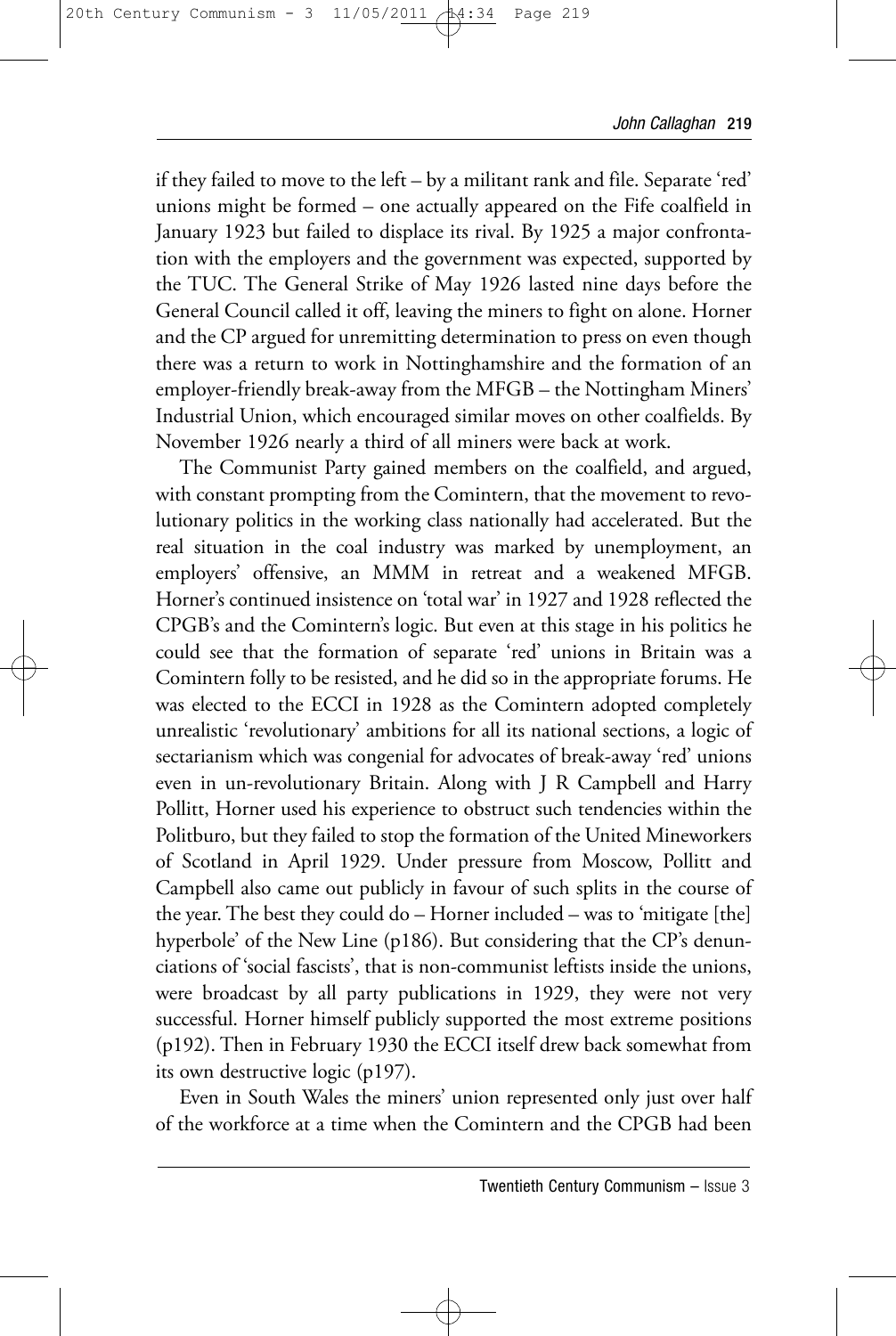if they failed to move to the left – by a militant rank and file. Separate 'red' unions might be formed – one actually appeared on the Fife coalfield in January 1923 but failed to displace its rival. By 1925 a major confrontation with the employers and the government was expected, supported by the TUC. The General Strike of May 1926 lasted nine days before the General Council called it off, leaving the miners to fight on alone. Horner and the CP argued for unremitting determination to press on even though there was a return to work in Nottinghamshire and the formation of an employer-friendly break-away from the MFGB – the Nottingham Miners' Industrial Union, which encouraged similar moves on other coalfields. By November 1926 nearly a third of all miners were back at work.

The Communist Party gained members on the coalfield, and argued, with constant prompting from the Comintern, that the movement to revolutionary politics in the working class nationally had accelerated. But the real situation in the coal industry was marked by unemployment, an employers' offensive, an MMM in retreat and a weakened MFGB. Horner's continued insistence on 'total war' in 1927 and 1928 reflected the CPGB's and the Comintern's logic. But even at this stage in his politics he could see that the formation of separate 'red' unions in Britain was a Comintern folly to be resisted, and he did so in the appropriate forums. He was elected to the ECCI in 1928 as the Comintern adopted completely unrealistic 'revolutionary' ambitions for all its national sections, a logic of sectarianism which was congenial for advocates of break-away 'red' unions even in un-revolutionary Britain. Along with J R Campbell and Harry Pollitt, Horner used his experience to obstruct such tendencies within the Politburo, but they failed to stop the formation of the United Mineworkers of Scotland in April 1929. Under pressure from Moscow, Pollitt and Campbell also came out publicly in favour of such splits in the course of the year. The best they could do – Horner included – was to 'mitigate [the] hyperbole' of the New Line (p186). But considering that the CP's denunciations of 'social fascists', that is non-communist leftists inside the unions, were broadcast by all party publications in 1929, they were not very successful. Horner himself publicly supported the most extreme positions (p192). Then in February 1930 the ECCI itself drew back somewhat from its own destructive logic (p197).

Even in South Wales the miners' union represented only just over half of the workforce at a time when the Comintern and the CPGB had been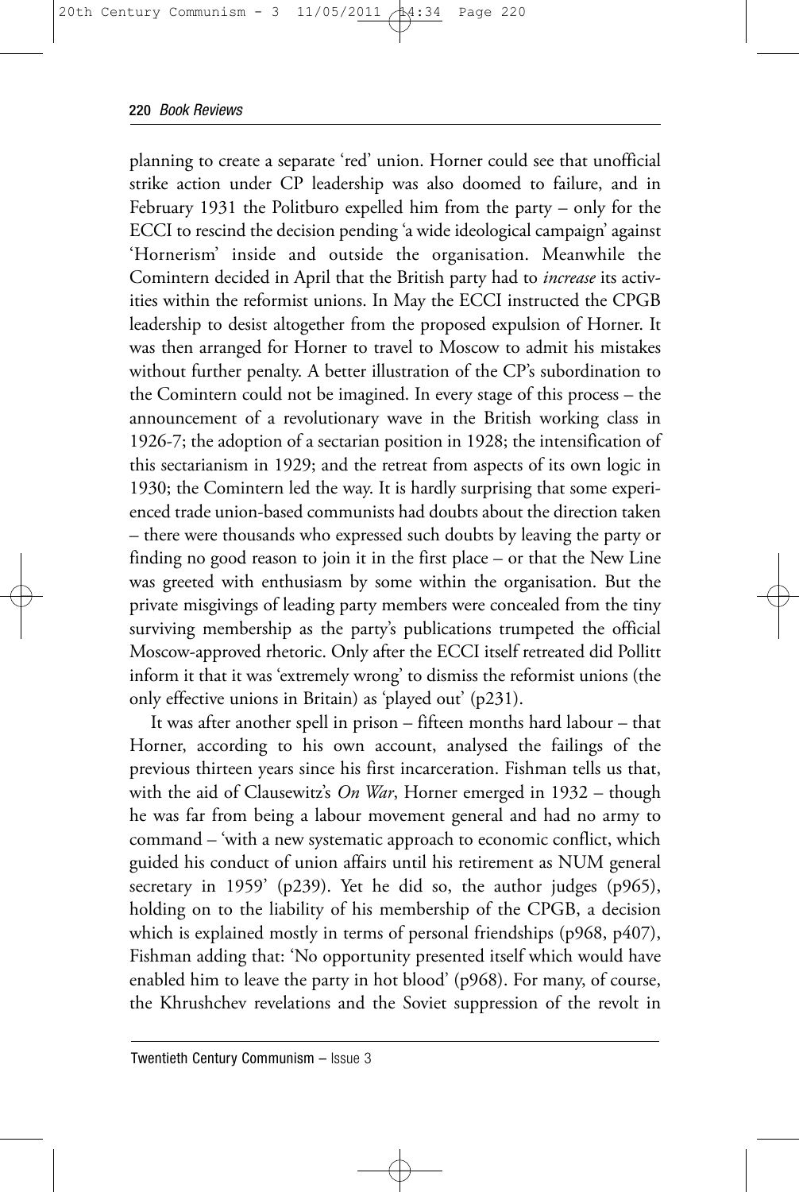planning to create a separate 'red' union. Horner could see that unofficial strike action under CP leadership was also doomed to failure, and in February 1931 the Politburo expelled him from the party – only for the ECCI to rescind the decision pending 'a wide ideological campaign' against 'Hornerism' inside and outside the organisation. Meanwhile the Comintern decided in April that the British party had to *increase* its activities within the reformist unions. In May the ECCI instructed the CPGB leadership to desist altogether from the proposed expulsion of Horner. It was then arranged for Horner to travel to Moscow to admit his mistakes without further penalty. A better illustration of the CP's subordination to the Comintern could not be imagined. In every stage of this process – the announcement of a revolutionary wave in the British working class in 1926-7; the adoption of a sectarian position in 1928; the intensification of this sectarianism in 1929; and the retreat from aspects of its own logic in 1930; the Comintern led the way. It is hardly surprising that some experienced trade union-based communists had doubts about the direction taken – there were thousands who expressed such doubts by leaving the party or finding no good reason to join it in the first place – or that the New Line was greeted with enthusiasm by some within the organisation. But the private misgivings of leading party members were concealed from the tiny surviving membership as the party's publications trumpeted the official Moscow-approved rhetoric. Only after the ECCI itself retreated did Pollitt inform it that it was 'extremely wrong' to dismiss the reformist unions (the only effective unions in Britain) as 'played out' (p231).

It was after another spell in prison – fifteen months hard labour – that Horner, according to his own account, analysed the failings of the previous thirteen years since his first incarceration. Fishman tells us that, with the aid of Clausewitz's *On War*, Horner emerged in 1932 – though he was far from being a labour movement general and had no army to command – 'with a new systematic approach to economic conflict, which guided his conduct of union affairs until his retirement as NUM general secretary in 1959' (p239). Yet he did so, the author judges (p965), holding on to the liability of his membership of the CPGB, a decision which is explained mostly in terms of personal friendships (p968, p407), Fishman adding that: 'No opportunity presented itself which would have enabled him to leave the party in hot blood' (p968). For many, of course, the Khrushchev revelations and the Soviet suppression of the revolt in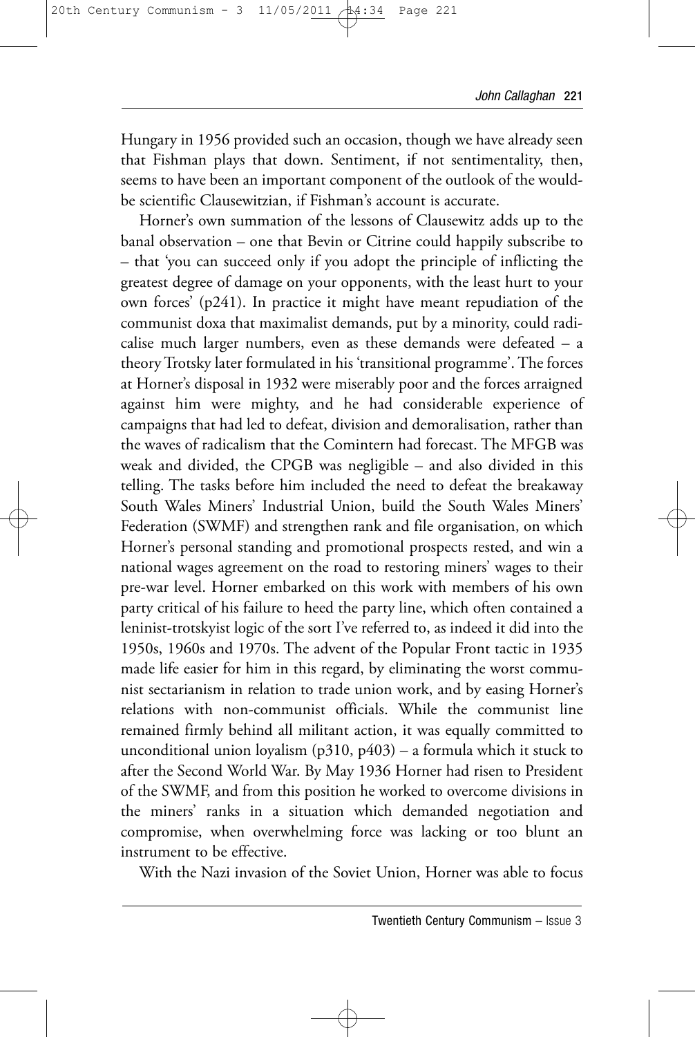Hungary in 1956 provided such an occasion, though we have already seen that Fishman plays that down. Sentiment, if not sentimentality, then, seems to have been an important component of the outlook of the would-be scientific Clausewitzian, if Fishman's account is accurate.

Horner's own summation of the lessons of Clausewitz adds up to the banal observation – one that Bevin or Citrine could happily subscribe to – that 'you can succeed only if you adopt the principle of inflicting the greatest degree of damage on your opponents, with the least hurt to your own forces' (p241). In practice it might have meant repudiation of the communist doxa that maximalist demands, put by a minority, could radicalise much larger numbers, even as these demands were defeated – a theory Trotsky later formulated in his 'transitional programme'. The forces at Horner's disposal in 1932 were miserably poor and the forces arraigned against him were mighty, and he had considerable experience of campaigns that had led to defeat, division and demoralisation, rather than the waves of radicalism that the Comintern had forecast. The MFGB was weak and divided, the CPGB was negligible – and also divided in this telling. The tasks before him included the need to defeat the breakaway South Wales Miners' Industrial Union, build the South Wales Miners' Federation (SWMF) and strengthen rank and file organisation, on which Horner's personal standing and promotional prospects rested, and win a national wages agreement on the road to restoring miners' wages to their pre-war level. Horner embarked on this work with members of his own party critical of his failure to heed the party line, which often contained a leninist-trotskyist logic of the sort I've referred to, as indeed it did into the 1950s, 1960s and 1970s. The advent of the Popular Front tactic in 1935 made life easier for him in this regard, by eliminating the worst communist sectarianism in relation to trade union work, and by easing Horner's relations with non-communist officials. While the communist line remained firmly behind all militant action, it was equally committed to unconditional union loyalism (p310, p403) – a formula which it stuck to after the Second World War. By May 1936 Horner had risen to President of the SWMF, and from this position he worked to overcome divisions in the miners' ranks in a situation which demanded negotiation and compromise, when overwhelming force was lacking or too blunt an instrument to be effective.

With the Nazi invasion of the Soviet Union, Horner was able to focus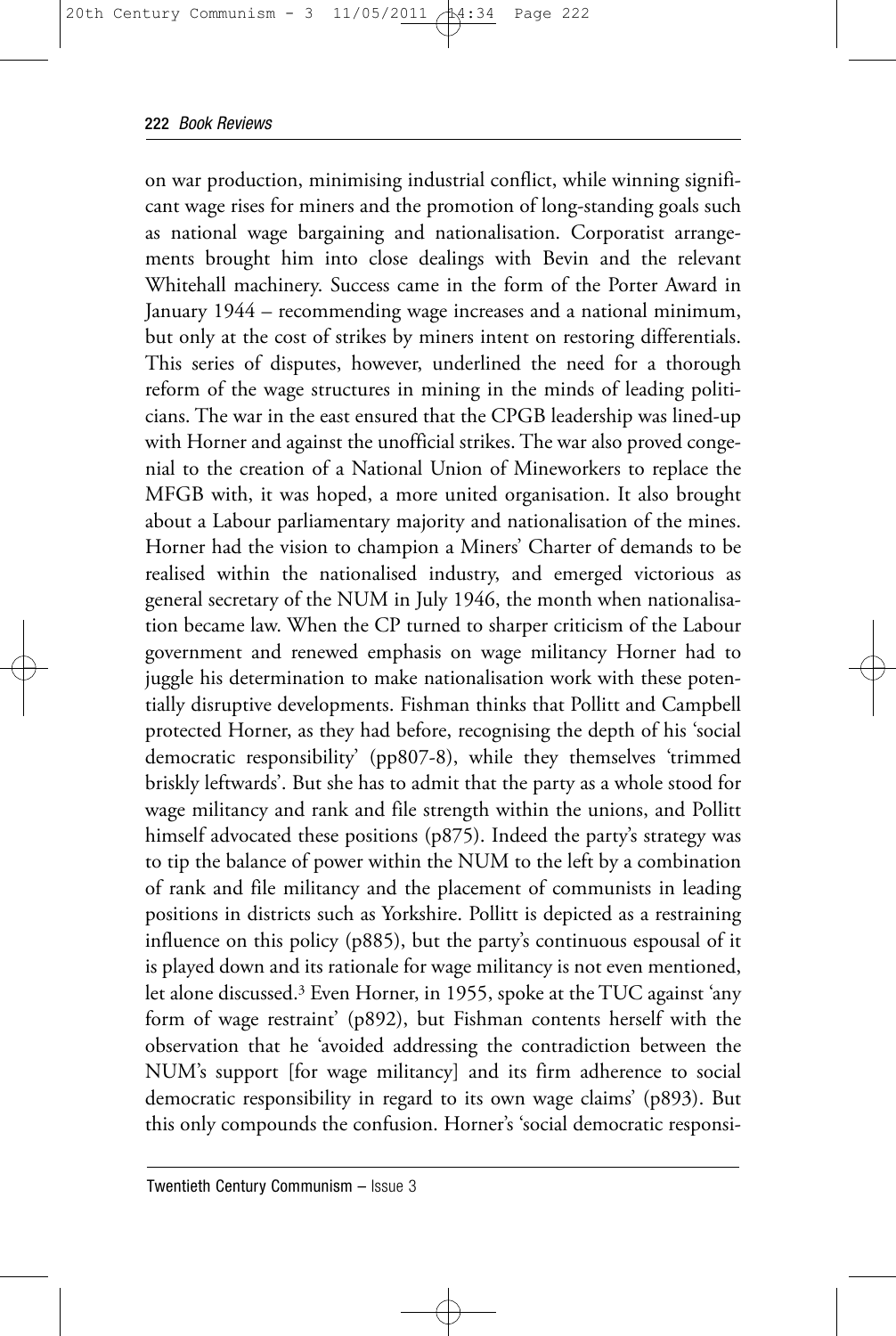on war production, minimising industrial conflict, while winning significant wage rises for miners and the promotion of long-standing goals such as national wage bargaining and nationalisation. Corporatist arrangements brought him into close dealings with Bevin and the relevant Whitehall machinery. Success came in the form of the Porter Award in January 1944 – recommending wage increases and a national minimum, but only at the cost of strikes by miners intent on restoring differentials. This series of disputes, however, underlined the need for a thorough reform of the wage structures in mining in the minds of leading politicians. The war in the east ensured that the CPGB leadership was lined-up with Horner and against the unofficial strikes. The war also proved congenial to the creation of a National Union of Mineworkers to replace the MFGB with, it was hoped, a more united organisation. It also brought about a Labour parliamentary majority and nationalisation of the mines. Horner had the vision to champion a Miners' Charter of demands to be realised within the nationalised industry, and emerged victorious as general secretary of the NUM in July 1946, the month when nationalisation became law. When the CP turned to sharper criticism of the Labour government and renewed emphasis on wage militancy Horner had to juggle his determination to make nationalisation work with these potentially disruptive developments. Fishman thinks that Pollitt and Campbell protected Horner, as they had before, recognising the depth of his 'social democratic responsibility' (pp807-8), while they themselves 'trimmed briskly leftwards'. But she has to admit that the party as a whole stood for wage militancy and rank and file strength within the unions, and Pollitt himself advocated these positions (p875). Indeed the party's strategy was to tip the balance of power within the NUM to the left by a combination of rank and file militancy and the placement of communists in leading positions in districts such as Yorkshire. Pollitt is depicted as a restraining influence on this policy (p885), but the party's continuous espousal of it is played down and its rationale for wage militancy is not even mentioned, let alone discussed.[3] Even Horner, in 1955, spoke at the TUC against 'any form of wage restraint' (p892), but Fishman contents herself with the observation that he 'avoided addressing the contradiction between the NUM's support [for wage militancy] and its firm adherence to social democratic responsibility in regard to its own wage claims' (p893). But this only compounds the confusion. Horner's 'social democratic responsi-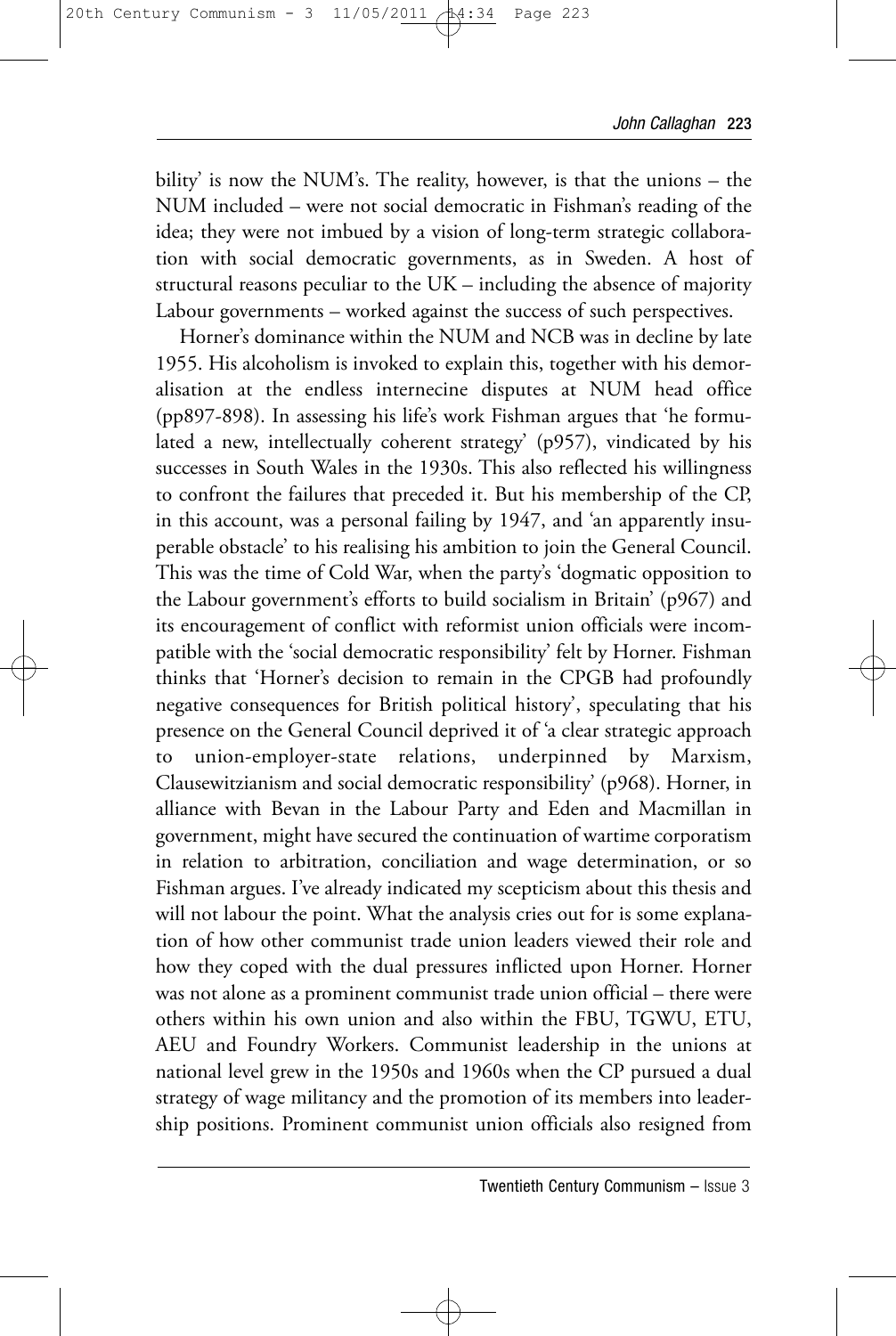bility' is now the NUM's. The reality, however, is that the unions – the NUM included – were not social democratic in Fishman's reading of the idea; they were not imbued by a vision of long-term strategic collaboration with social democratic governments, as in Sweden. A host of structural reasons peculiar to the UK – including the absence of majority Labour governments – worked against the success of such perspectives.

Horner's dominance within the NUM and NCB was in decline by late 1955. His alcoholism is invoked to explain this, together with his demoralisation at the endless internecine disputes at NUM head office (pp897-898). In assessing his life's work Fishman argues that 'he formulated a new, intellectually coherent strategy' (p957), vindicated by his successes in South Wales in the 1930s. This also reflected his willingness to confront the failures that preceded it. But his membership of the CP, in this account, was a personal failing by 1947, and 'an apparently insuperable obstacle' to his realising his ambition to join the General Council. This was the time of Cold War, when the party's 'dogmatic opposition to the Labour government's efforts to build socialism in Britain' (p967) and its encouragement of conflict with reformist union officials were incompatible with the 'social democratic responsibility' felt by Horner. Fishman thinks that 'Horner's decision to remain in the CPGB had profoundly negative consequences for British political history', speculating that his presence on the General Council deprived it of 'a clear strategic approach to union-employer-state relations, underpinned by Marxism, Clausewitzianism and social democratic responsibility' (p968). Horner, in alliance with Bevan in the Labour Party and Eden and Macmillan in government, might have secured the continuation of wartime corporatism in relation to arbitration, conciliation and wage determination, or so Fishman argues. I've already indicated my scepticism about this thesis and will not labour the point. What the analysis cries out for is some explanation of how other communist trade union leaders viewed their role and how they coped with the dual pressures inflicted upon Horner. Horner was not alone as a prominent communist trade union official – there were others within his own union and also within the FBU, TGWU, ETU, AEU and Foundry Workers. Communist leadership in the unions at national level grew in the 1950s and 1960s when the CP pursued a dual strategy of wage militancy and the promotion of its members into leadership positions. Prominent communist union officials also resigned from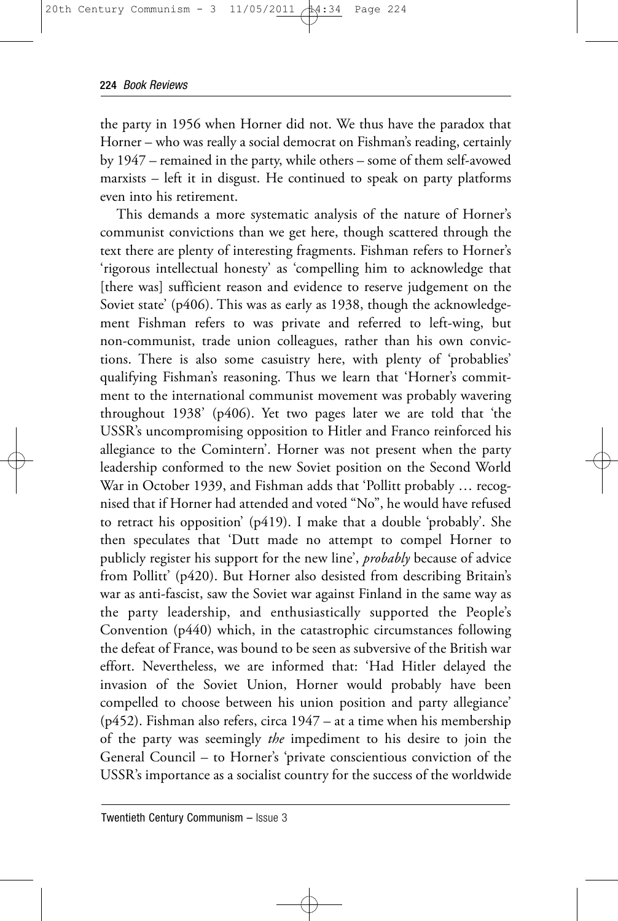the party in 1956 when Horner did not. We thus have the paradox that Horner – who was really a social democrat on Fishman's reading, certainly by 1947 – remained in the party, while others – some of them self-avowed marxists – left it in disgust. He continued to speak on party platforms even into his retirement.

This demands a more systematic analysis of the nature of Horner's communist convictions than we get here, though scattered through the text there are plenty of interesting fragments. Fishman refers to Horner's 'rigorous intellectual honesty' as 'compelling him to acknowledge that [there was] sufficient reason and evidence to reserve judgement on the Soviet state' (p406). This was as early as 1938, though the acknowledgement Fishman refers to was private and referred to left-wing, but non-communist, trade union colleagues, rather than his own convictions. There is also some casuistry here, with plenty of 'probablies' qualifying Fishman's reasoning. Thus we learn that 'Horner's commitment to the international communist movement was probably wavering throughout 1938' (p406). Yet two pages later we are told that 'the USSR's uncompromising opposition to Hitler and Franco reinforced his allegiance to the Comintern'. Horner was not present when the party leadership conformed to the new Soviet position on the Second World War in October 1939, and Fishman adds that 'Pollitt probably … recognised that if Horner had attended and voted "No", he would have refused to retract his opposition' (p419). I make that a double 'probably'. She then speculates that 'Dutt made no attempt to compel Horner to publicly register his support for the new line', *probably* because of advice from Pollitt' (p420). But Horner also desisted from describing Britain's war as anti-fascist, saw the Soviet war against Finland in the same way as the party leadership, and enthusiastically supported the People's Convention (p440) which, in the catastrophic circumstances following the defeat of France, was bound to be seen as subversive of the British war effort. Nevertheless, we are informed that: 'Had Hitler delayed the invasion of the Soviet Union, Horner would probably have been compelled to choose between his union position and party allegiance' (p452). Fishman also refers, circa 1947 – at a time when his membership of the party was seemingly *the* impediment to his desire to join the General Council – to Horner's 'private conscientious conviction of the USSR's importance as a socialist country for the success of the worldwide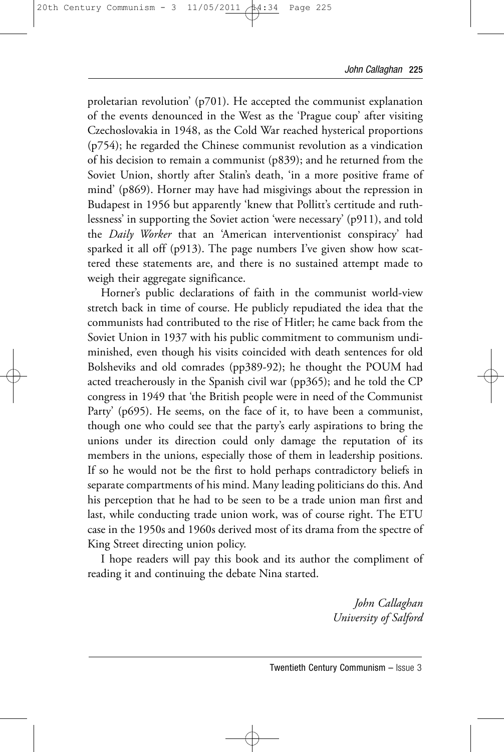proletarian revolution' (p701). He accepted the communist explanation of the events denounced in the West as the 'Prague coup' after visiting Czechoslovakia in 1948, as the Cold War reached hysterical proportions (p754); he regarded the Chinese communist revolution as a vindication of his decision to remain a communist (p839); and he returned from the Soviet Union, shortly after Stalin's death, 'in a more positive frame of mind' (p869). Horner may have had misgivings about the repression in Budapest in 1956 but apparently 'knew that Pollitt's certitude and ruthlessness' in supporting the Soviet action 'were necessary' (p911), and told the *Daily Worker* that an 'American interventionist conspiracy' had sparked it all off (p913). The page numbers I've given show how scattered these statements are, and there is no sustained attempt made to weigh their aggregate significance.

Horner's public declarations of faith in the communist world-view stretch back in time of course. He publicly repudiated the idea that the communists had contributed to the rise of Hitler; he came back from the Soviet Union in 1937 with his public commitment to communism undiminished, even though his visits coincided with death sentences for old Bolsheviks and old comrades (pp389-92); he thought the POUM had acted treacherously in the Spanish civil war (pp365); and he told the CP congress in 1949 that 'the British people were in need of the Communist Party' (p695). He seems, on the face of it, to have been a communist, though one who could see that the party's early aspirations to bring the unions under its direction could only damage the reputation of its members in the unions, especially those of them in leadership positions. If so he would not be the first to hold perhaps contradictory beliefs in separate compartments of his mind. Many leading politicians do this. And his perception that he had to be seen to be a trade union man first and last, while conducting trade union work, was of course right. The ETU case in the 1950s and 1960s derived most of its drama from the spectre of King Street directing union policy.

I hope readers will pay this book and its author the compliment of reading it and continuing the debate Nina started.

*John Callaghan*
*University of Salford*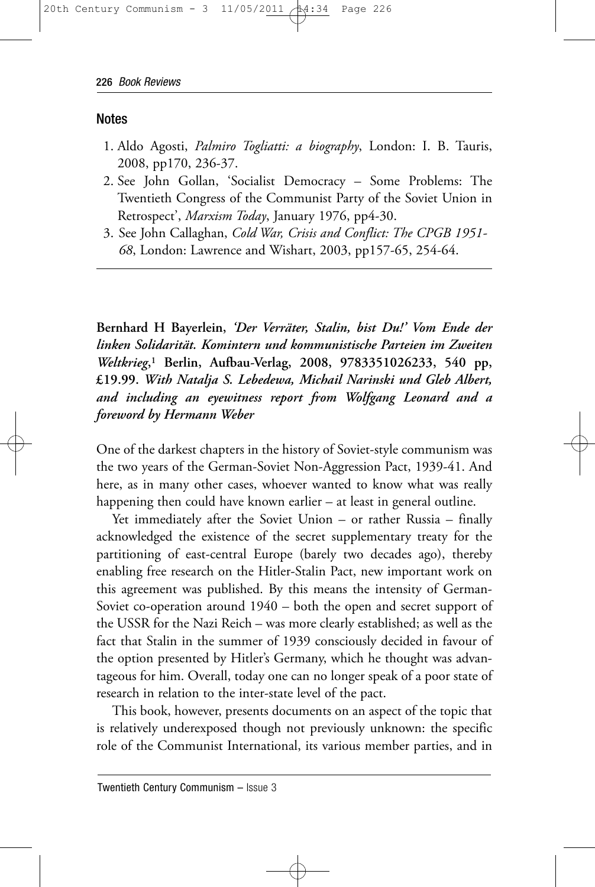## Notes

1. Aldo Agosti, *Palmiro Togliatti: a biography*, London: I. B. Tauris, 2008, pp170, 236-37.
2. See John Gollan, 'Socialist Democracy – Some Problems: The Twentieth Congress of the Communist Party of the Soviet Union in Retrospect', *Marxism Today*, January 1976, pp4-30.
3. See John Callaghan, *Cold War, Crisis and Conflict: The CPGB 1951-68*, London: Lawrence and Wishart, 2003, pp157-65, 254-64.

---

**Bernhard H Bayerlein, *'Der Verräter, Stalin, bist Du!' Vom Ende der linken Solidarität. Komintern und kommunistische Parteien im Zweiten Weltkrieg*,[1] Berlin, Aufbau-Verlag, 2008, 9783351026233, 540 pp, £19.99. *With Natalja S. Lebedewa, Michail Narinski und Gleb Albert, and including an eyewitness report from Wolfgang Leonard and a foreword by Hermann Weber***

One of the darkest chapters in the history of Soviet-style communism was the two years of the German-Soviet Non-Aggression Pact, 1939-41. And here, as in many other cases, whoever wanted to know what was really happening then could have known earlier – at least in general outline.

Yet immediately after the Soviet Union – or rather Russia – finally acknowledged the existence of the secret supplementary treaty for the partitioning of east-central Europe (barely two decades ago), thereby enabling free research on the Hitler-Stalin Pact, new important work on this agreement was published. By this means the intensity of German-Soviet co-operation around 1940 – both the open and secret support of the USSR for the Nazi Reich – was more clearly established; as well as the fact that Stalin in the summer of 1939 consciously decided in favour of the option presented by Hitler's Germany, which he thought was advantageous for him. Overall, today one can no longer speak of a poor state of research in relation to the inter-state level of the pact.

This book, however, presents documents on an aspect of the topic that is relatively underexposed though not previously unknown: the specific role of the Communist International, its various member parties, and in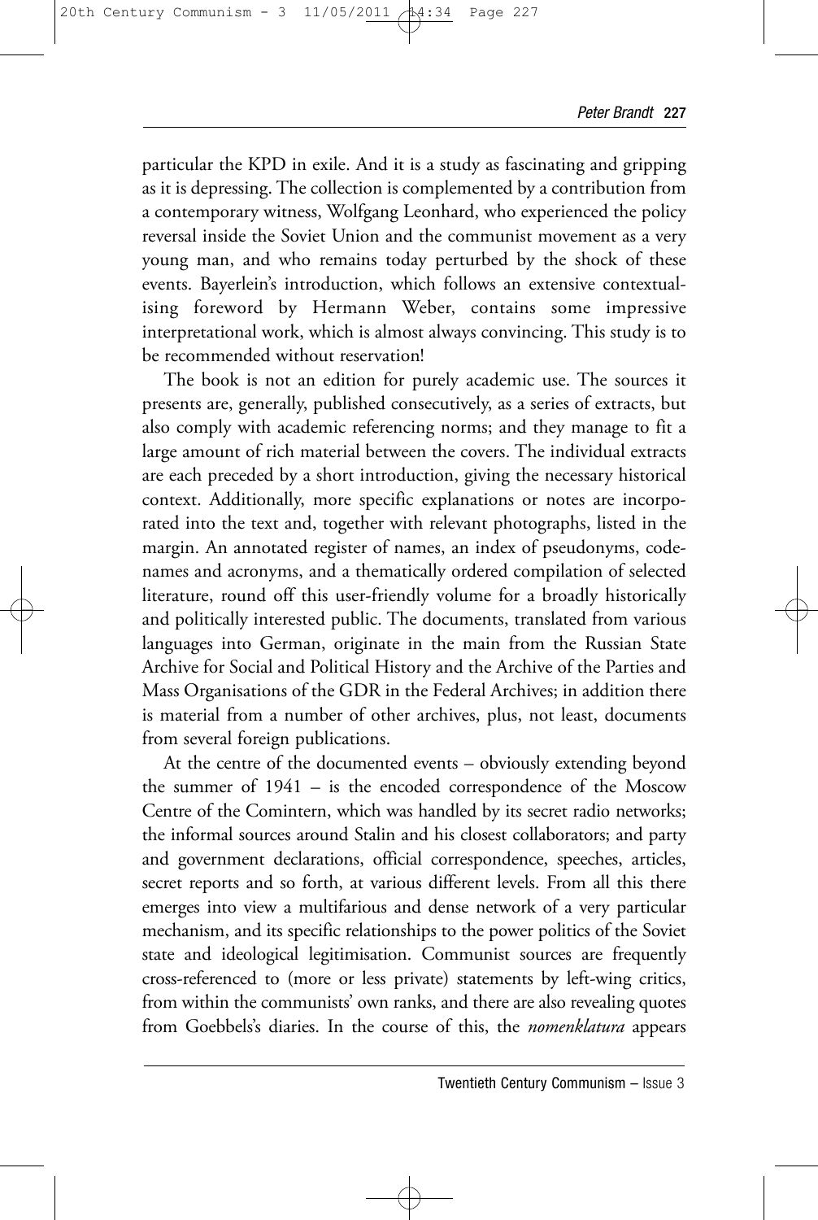particular the KPD in exile. And it is a study as fascinating and gripping as it is depressing. The collection is complemented by a contribution from a contemporary witness, Wolfgang Leonhard, who experienced the policy reversal inside the Soviet Union and the communist movement as a very young man, and who remains today perturbed by the shock of these events. Bayerlein's introduction, which follows an extensive contextualising foreword by Hermann Weber, contains some impressive interpretational work, which is almost always convincing. This study is to be recommended without reservation!

The book is not an edition for purely academic use. The sources it presents are, generally, published consecutively, as a series of extracts, but also comply with academic referencing norms; and they manage to fit a large amount of rich material between the covers. The individual extracts are each preceded by a short introduction, giving the necessary historical context. Additionally, more specific explanations or notes are incorporated into the text and, together with relevant photographs, listed in the margin. An annotated register of names, an index of pseudonyms, codenames and acronyms, and a thematically ordered compilation of selected literature, round off this user-friendly volume for a broadly historically and politically interested public. The documents, translated from various languages into German, originate in the main from the Russian State Archive for Social and Political History and the Archive of the Parties and Mass Organisations of the GDR in the Federal Archives; in addition there is material from a number of other archives, plus, not least, documents from several foreign publications.

At the centre of the documented events – obviously extending beyond the summer of 1941 – is the encoded correspondence of the Moscow Centre of the Comintern, which was handled by its secret radio networks; the informal sources around Stalin and his closest collaborators; and party and government declarations, official correspondence, speeches, articles, secret reports and so forth, at various different levels. From all this there emerges into view a multifarious and dense network of a very particular mechanism, and its specific relationships to the power politics of the Soviet state and ideological legitimisation. Communist sources are frequently cross-referenced to (more or less private) statements by left-wing critics, from within the communists' own ranks, and there are also revealing quotes from Goebbels's diaries. In the course of this, the *nomenklatura* appears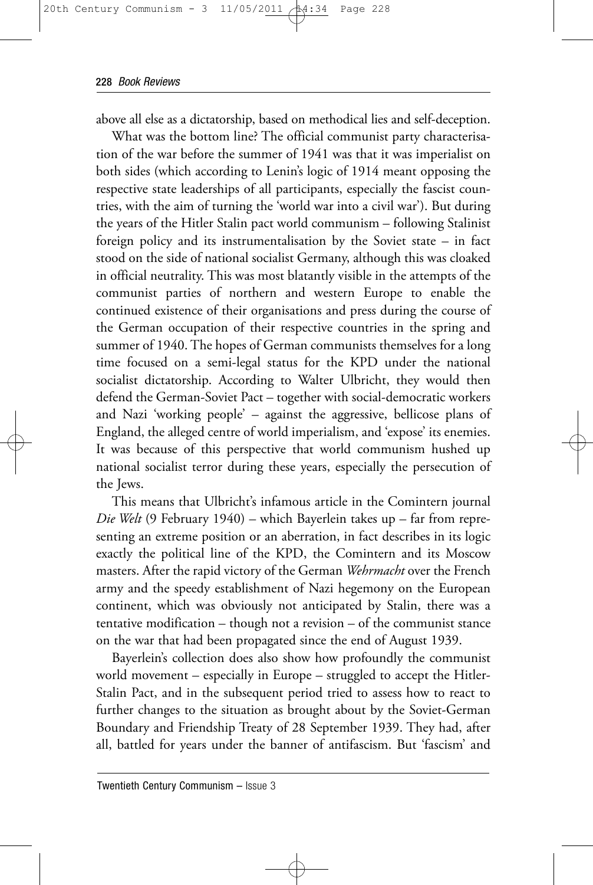above all else as a dictatorship, based on methodical lies and self-deception.

What was the bottom line? The official communist party characterisation of the war before the summer of 1941 was that it was imperialist on both sides (which according to Lenin's logic of 1914 meant opposing the respective state leaderships of all participants, especially the fascist countries, with the aim of turning the 'world war into a civil war'). But during the years of the Hitler Stalin pact world communism – following Stalinist foreign policy and its instrumentalisation by the Soviet state – in fact stood on the side of national socialist Germany, although this was cloaked in official neutrality. This was most blatantly visible in the attempts of the communist parties of northern and western Europe to enable the continued existence of their organisations and press during the course of the German occupation of their respective countries in the spring and summer of 1940. The hopes of German communists themselves for a long time focused on a semi-legal status for the KPD under the national socialist dictatorship. According to Walter Ulbricht, they would then defend the German-Soviet Pact – together with social-democratic workers and Nazi 'working people' – against the aggressive, bellicose plans of England, the alleged centre of world imperialism, and 'expose' its enemies. It was because of this perspective that world communism hushed up national socialist terror during these years, especially the persecution of the Jews.

This means that Ulbricht's infamous article in the Comintern journal *Die Welt* (9 February 1940) – which Bayerlein takes up – far from representing an extreme position or an aberration, in fact describes in its logic exactly the political line of the KPD, the Comintern and its Moscow masters. After the rapid victory of the German *Wehrmacht* over the French army and the speedy establishment of Nazi hegemony on the European continent, which was obviously not anticipated by Stalin, there was a tentative modification – though not a revision – of the communist stance on the war that had been propagated since the end of August 1939.

Bayerlein's collection does also show how profoundly the communist world movement – especially in Europe – struggled to accept the Hitler-Stalin Pact, and in the subsequent period tried to assess how to react to further changes to the situation as brought about by the Soviet-German Boundary and Friendship Treaty of 28 September 1939. They had, after all, battled for years under the banner of antifascism. But 'fascism' and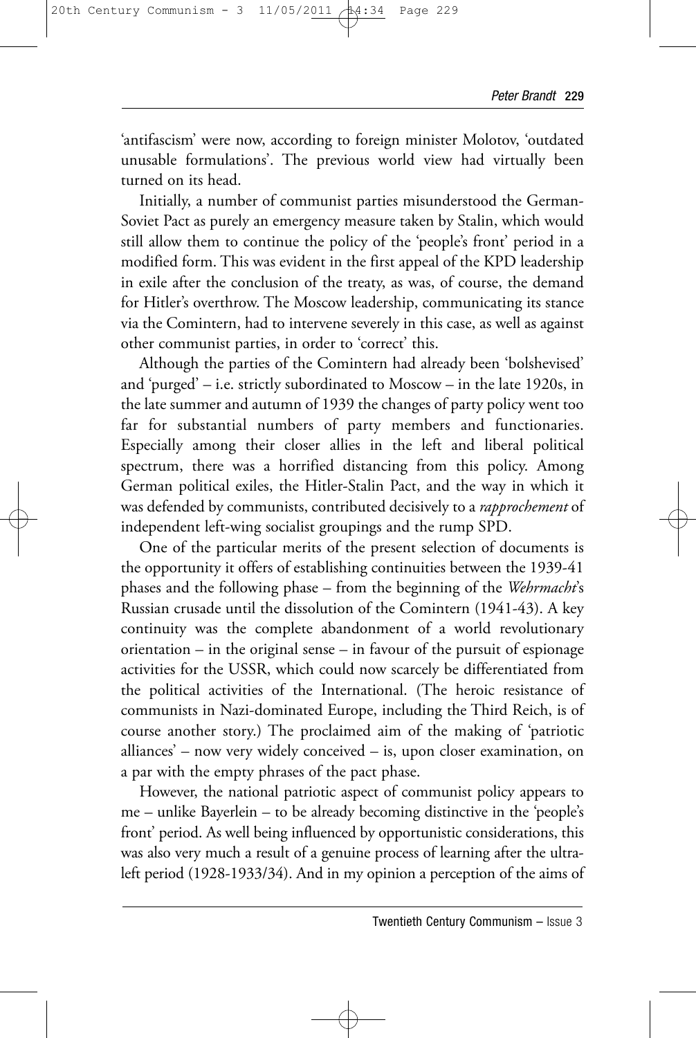'antifascism' were now, according to foreign minister Molotov, 'outdated unusable formulations'. The previous world view had virtually been turned on its head.

Initially, a number of communist parties misunderstood the German-Soviet Pact as purely an emergency measure taken by Stalin, which would still allow them to continue the policy of the 'people's front' period in a modified form. This was evident in the first appeal of the KPD leadership in exile after the conclusion of the treaty, as was, of course, the demand for Hitler's overthrow. The Moscow leadership, communicating its stance via the Comintern, had to intervene severely in this case, as well as against other communist parties, in order to 'correct' this.

Although the parties of the Comintern had already been 'bolshevised' and 'purged' – i.e. strictly subordinated to Moscow – in the late 1920s, in the late summer and autumn of 1939 the changes of party policy went too far for substantial numbers of party members and functionaries. Especially among their closer allies in the left and liberal political spectrum, there was a horrified distancing from this policy. Among German political exiles, the Hitler-Stalin Pact, and the way in which it was defended by communists, contributed decisively to a *rapprochement* of independent left-wing socialist groupings and the rump SPD.

One of the particular merits of the present selection of documents is the opportunity it offers of establishing continuities between the 1939-41 phases and the following phase – from the beginning of the *Wehrmacht*'s Russian crusade until the dissolution of the Comintern (1941-43). A key continuity was the complete abandonment of a world revolutionary orientation – in the original sense – in favour of the pursuit of espionage activities for the USSR, which could now scarcely be differentiated from the political activities of the International. (The heroic resistance of communists in Nazi-dominated Europe, including the Third Reich, is of course another story.) The proclaimed aim of the making of 'patriotic alliances' – now very widely conceived – is, upon closer examination, on a par with the empty phrases of the pact phase.

However, the national patriotic aspect of communist policy appears to me – unlike Bayerlein – to be already becoming distinctive in the 'people's front' period. As well being influenced by opportunistic considerations, this was also very much a result of a genuine process of learning after the ultra-left period (1928-1933/34). And in my opinion a perception of the aims of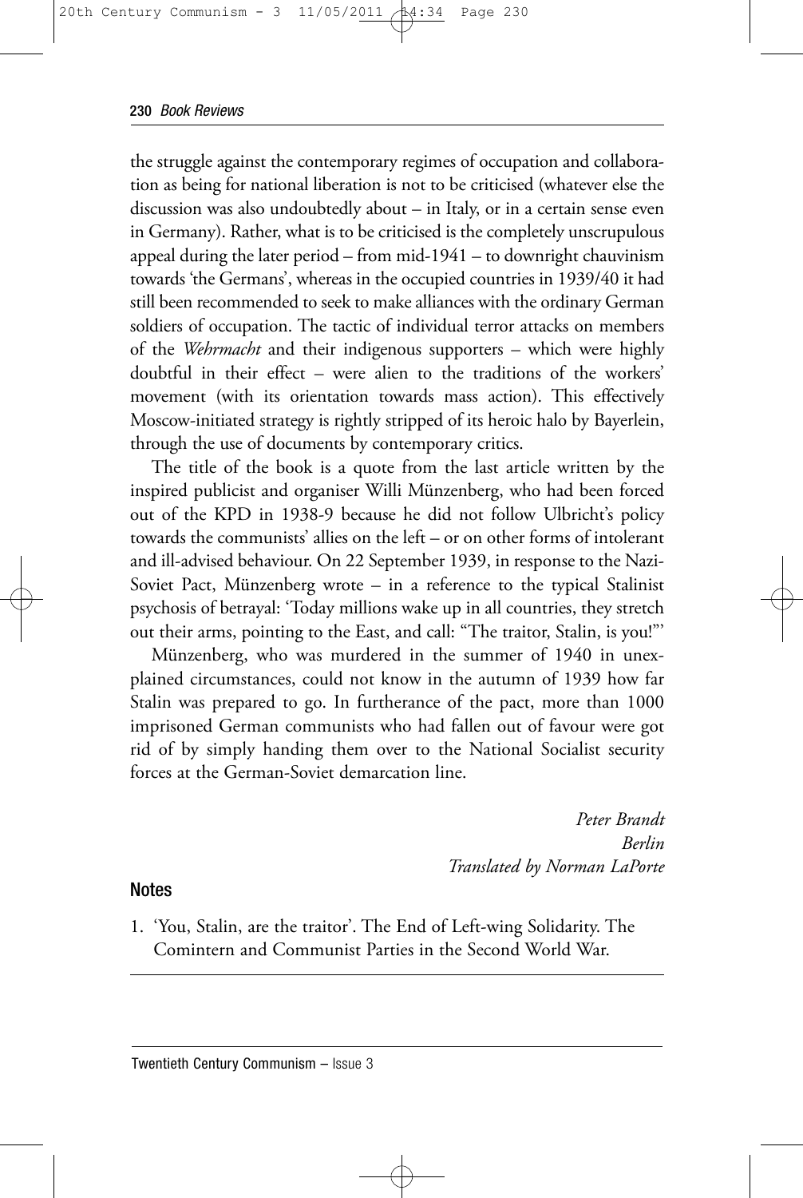the struggle against the contemporary regimes of occupation and collaboration as being for national liberation is not to be criticised (whatever else the discussion was also undoubtedly about – in Italy, or in a certain sense even in Germany). Rather, what is to be criticised is the completely unscrupulous appeal during the later period – from mid-1941 – to downright chauvinism towards 'the Germans', whereas in the occupied countries in 1939/40 it had still been recommended to seek to make alliances with the ordinary German soldiers of occupation. The tactic of individual terror attacks on members of the *Wehrmacht* and their indigenous supporters – which were highly doubtful in their effect – were alien to the traditions of the workers' movement (with its orientation towards mass action). This effectively Moscow-initiated strategy is rightly stripped of its heroic halo by Bayerlein, through the use of documents by contemporary critics.

The title of the book is a quote from the last article written by the inspired publicist and organiser Willi Münzenberg, who had been forced out of the KPD in 1938-9 because he did not follow Ulbricht's policy towards the communists' allies on the left – or on other forms of intolerant and ill-advised behaviour. On 22 September 1939, in response to the Nazi-Soviet Pact, Münzenberg wrote – in a reference to the typical Stalinist psychosis of betrayal: 'Today millions wake up in all countries, they stretch out their arms, pointing to the East, and call: "The traitor, Stalin, is you!"'

Münzenberg, who was murdered in the summer of 1940 in unexplained circumstances, could not know in the autumn of 1939 how far Stalin was prepared to go. In furtherance of the pact, more than 1000 imprisoned German communists who had fallen out of favour were got rid of by simply handing them over to the National Socialist security forces at the German-Soviet demarcation line.

*Peter Brandt*
*Berlin*
*Translated by Norman LaPorte*

## Notes

1. 'You, Stalin, are the traitor'. The End of Left-wing Solidarity. The Comintern and Communist Parties in the Second World War.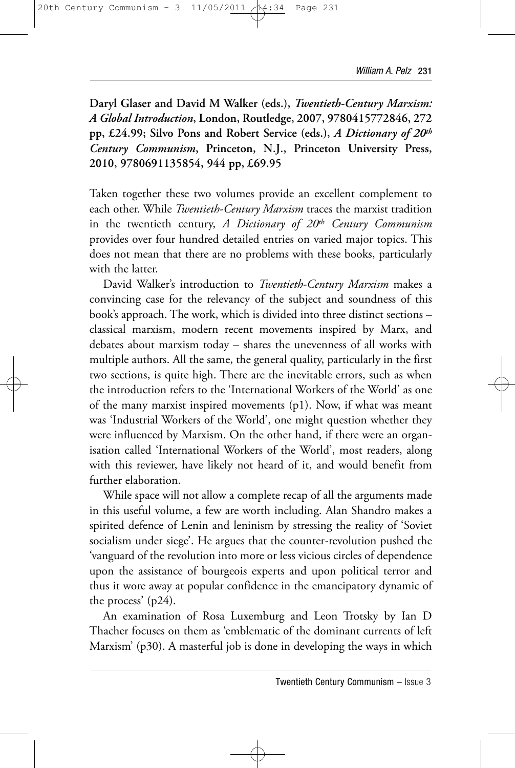**Daryl Glaser and David M Walker (eds.), *Twentieth-Century Marxism: A Global Introduction*, London, Routledge, 2007, 9780415772846, 272 pp, £24.99; Silvo Pons and Robert Service (eds.), *A Dictionary of 20th Century Communism*, Princeton, N.J., Princeton University Press, 2010, 9780691135854, 944 pp, £69.95**

Taken together these two volumes provide an excellent complement to each other. While *Twentieth-Century Marxism* traces the marxist tradition in the twentieth century, *A Dictionary of 20th Century Communism* provides over four hundred detailed entries on varied major topics. This does not mean that there are no problems with these books, particularly with the latter.

David Walker's introduction to *Twentieth-Century Marxism* makes a convincing case for the relevancy of the subject and soundness of this book's approach. The work, which is divided into three distinct sections – classical marxism, modern recent movements inspired by Marx, and debates about marxism today – shares the unevenness of all works with multiple authors. All the same, the general quality, particularly in the first two sections, is quite high. There are the inevitable errors, such as when the introduction refers to the 'International Workers of the World' as one of the many marxist inspired movements (p1). Now, if what was meant was 'Industrial Workers of the World', one might question whether they were influenced by Marxism. On the other hand, if there were an organisation called 'International Workers of the World', most readers, along with this reviewer, have likely not heard of it, and would benefit from further elaboration.

While space will not allow a complete recap of all the arguments made in this useful volume, a few are worth including. Alan Shandro makes a spirited defence of Lenin and leninism by stressing the reality of 'Soviet socialism under siege'. He argues that the counter-revolution pushed the 'vanguard of the revolution into more or less vicious circles of dependence upon the assistance of bourgeois experts and upon political terror and thus it wore away at popular confidence in the emancipatory dynamic of the process' (p24).

An examination of Rosa Luxemburg and Leon Trotsky by Ian D Thacher focuses on them as 'emblematic of the dominant currents of left Marxism' (p30). A masterful job is done in developing the ways in which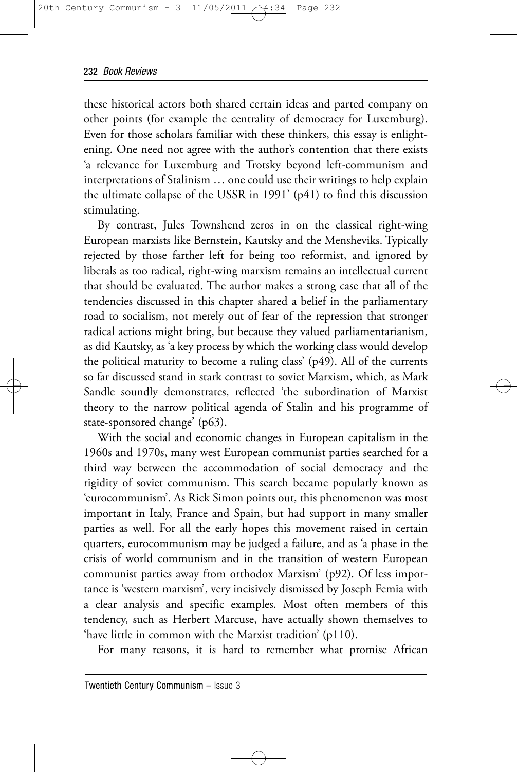these historical actors both shared certain ideas and parted company on other points (for example the centrality of democracy for Luxemburg). Even for those scholars familiar with these thinkers, this essay is enlightening. One need not agree with the author's contention that there exists 'a relevance for Luxemburg and Trotsky beyond left-communism and interpretations of Stalinism … one could use their writings to help explain the ultimate collapse of the USSR in 1991' (p41) to find this discussion stimulating.

By contrast, Jules Townshend zeros in on the classical right-wing European marxists like Bernstein, Kautsky and the Mensheviks. Typically rejected by those farther left for being too reformist, and ignored by liberals as too radical, right-wing marxism remains an intellectual current that should be evaluated. The author makes a strong case that all of the tendencies discussed in this chapter shared a belief in the parliamentary road to socialism, not merely out of fear of the repression that stronger radical actions might bring, but because they valued parliamentarianism, as did Kautsky, as 'a key process by which the working class would develop the political maturity to become a ruling class' (p49). All of the currents so far discussed stand in stark contrast to soviet Marxism, which, as Mark Sandle soundly demonstrates, reflected 'the subordination of Marxist theory to the narrow political agenda of Stalin and his programme of state-sponsored change' (p63).

With the social and economic changes in European capitalism in the 1960s and 1970s, many west European communist parties searched for a third way between the accommodation of social democracy and the rigidity of soviet communism. This search became popularly known as 'eurocommunism'. As Rick Simon points out, this phenomenon was most important in Italy, France and Spain, but had support in many smaller parties as well. For all the early hopes this movement raised in certain quarters, eurocommunism may be judged a failure, and as 'a phase in the crisis of world communism and in the transition of western European communist parties away from orthodox Marxism' (p92). Of less importance is 'western marxism', very incisively dismissed by Joseph Femia with a clear analysis and specific examples. Most often members of this tendency, such as Herbert Marcuse, have actually shown themselves to 'have little in common with the Marxist tradition' (p110).

For many reasons, it is hard to remember what promise African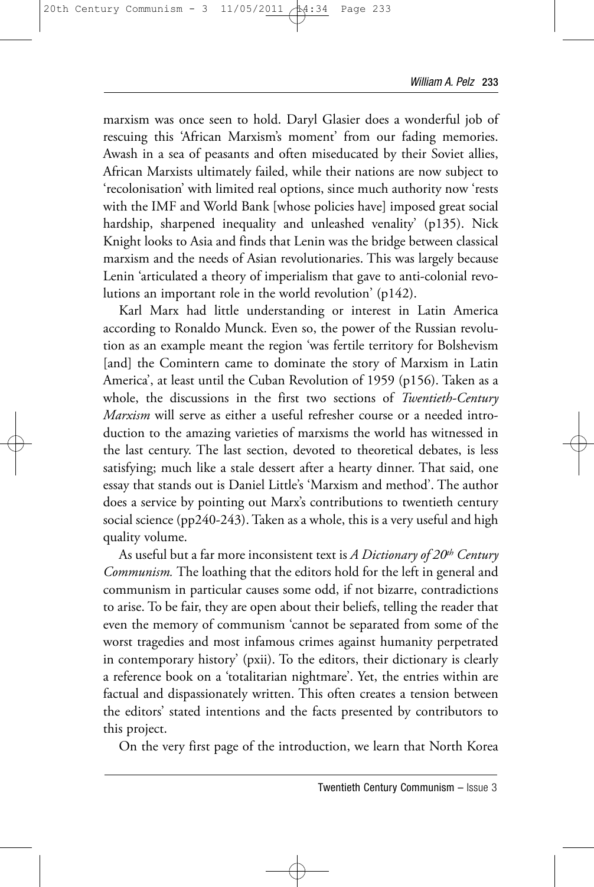marxism was once seen to hold. Daryl Glasier does a wonderful job of rescuing this 'African Marxism's moment' from our fading memories. Awash in a sea of peasants and often miseducated by their Soviet allies, African Marxists ultimately failed, while their nations are now subject to 'recolonisation' with limited real options, since much authority now 'rests with the IMF and World Bank [whose policies have] imposed great social hardship, sharpened inequality and unleashed venality' (p135). Nick Knight looks to Asia and finds that Lenin was the bridge between classical marxism and the needs of Asian revolutionaries. This was largely because Lenin 'articulated a theory of imperialism that gave to anti-colonial revolutions an important role in the world revolution' (p142).

Karl Marx had little understanding or interest in Latin America according to Ronaldo Munck. Even so, the power of the Russian revolution as an example meant the region 'was fertile territory for Bolshevism [and] the Comintern came to dominate the story of Marxism in Latin America', at least until the Cuban Revolution of 1959 (p156). Taken as a whole, the discussions in the first two sections of *Twentieth-Century Marxism* will serve as either a useful refresher course or a needed introduction to the amazing varieties of marxisms the world has witnessed in the last century. The last section, devoted to theoretical debates, is less satisfying; much like a stale dessert after a hearty dinner. That said, one essay that stands out is Daniel Little's 'Marxism and method'. The author does a service by pointing out Marx's contributions to twentieth century social science (pp240-243). Taken as a whole, this is a very useful and high quality volume.

As useful but a far more inconsistent text is *A Dictionary of 20th Century Communism.* The loathing that the editors hold for the left in general and communism in particular causes some odd, if not bizarre, contradictions to arise. To be fair, they are open about their beliefs, telling the reader that even the memory of communism 'cannot be separated from some of the worst tragedies and most infamous crimes against humanity perpetrated in contemporary history' (pxii). To the editors, their dictionary is clearly a reference book on a 'totalitarian nightmare'. Yet, the entries within are factual and dispassionately written. This often creates a tension between the editors' stated intentions and the facts presented by contributors to this project.

On the very first page of the introduction, we learn that North Korea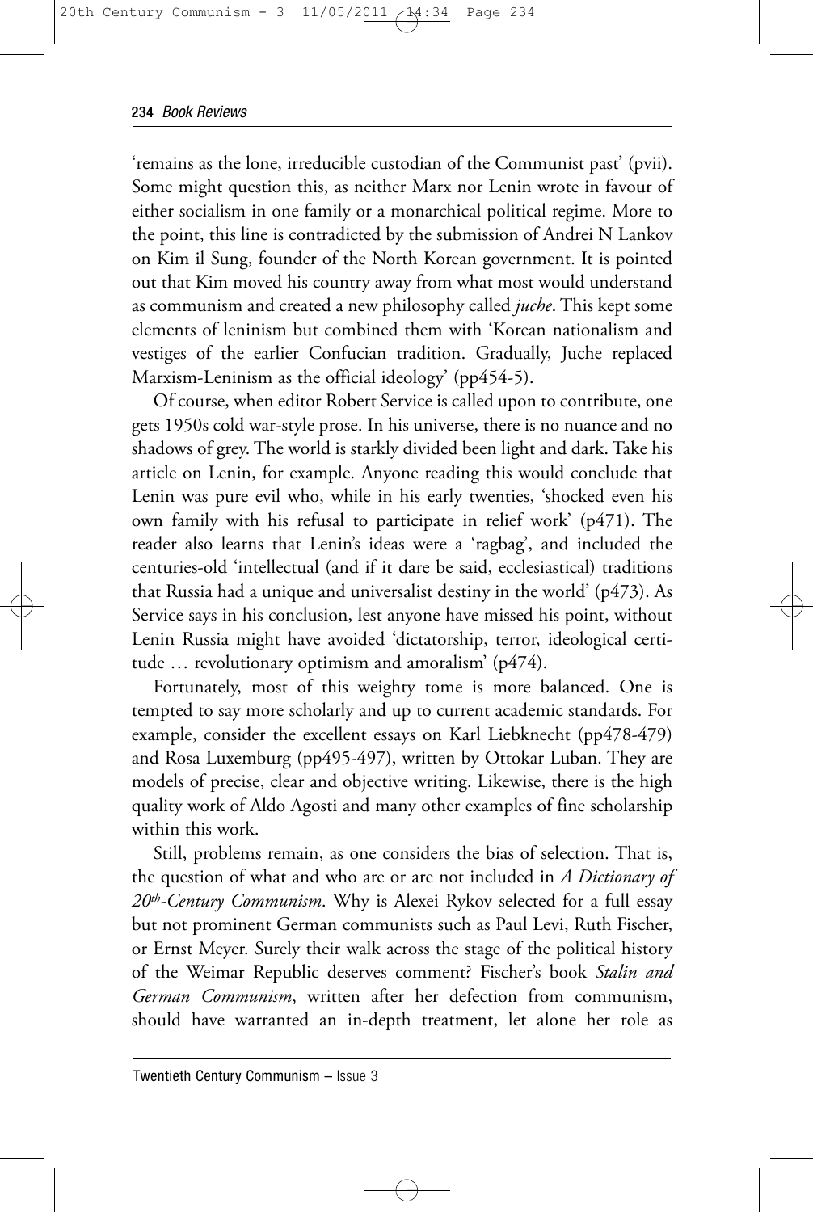'remains as the lone, irreducible custodian of the Communist past' (pvii). Some might question this, as neither Marx nor Lenin wrote in favour of either socialism in one family or a monarchical political regime. More to the point, this line is contradicted by the submission of Andrei N Lankov on Kim il Sung, founder of the North Korean government. It is pointed out that Kim moved his country away from what most would understand as communism and created a new philosophy called *juche*. This kept some elements of leninism but combined them with 'Korean nationalism and vestiges of the earlier Confucian tradition. Gradually, Juche replaced Marxism-Leninism as the official ideology' (pp454-5).

Of course, when editor Robert Service is called upon to contribute, one gets 1950s cold war-style prose. In his universe, there is no nuance and no shadows of grey. The world is starkly divided been light and dark. Take his article on Lenin, for example. Anyone reading this would conclude that Lenin was pure evil who, while in his early twenties, 'shocked even his own family with his refusal to participate in relief work' (p471). The reader also learns that Lenin's ideas were a 'ragbag', and included the centuries-old 'intellectual (and if it dare be said, ecclesiastical) traditions that Russia had a unique and universalist destiny in the world' (p473). As Service says in his conclusion, lest anyone have missed his point, without Lenin Russia might have avoided 'dictatorship, terror, ideological certitude … revolutionary optimism and amoralism' (p474).

Fortunately, most of this weighty tome is more balanced. One is tempted to say more scholarly and up to current academic standards. For example, consider the excellent essays on Karl Liebknecht (pp478-479) and Rosa Luxemburg (pp495-497), written by Ottokar Luban. They are models of precise, clear and objective writing. Likewise, there is the high quality work of Aldo Agosti and many other examples of fine scholarship within this work.

Still, problems remain, as one considers the bias of selection. That is, the question of what and who are or are not included in *A Dictionary of 20th-Century Communism*. Why is Alexei Rykov selected for a full essay but not prominent German communists such as Paul Levi, Ruth Fischer, or Ernst Meyer. Surely their walk across the stage of the political history of the Weimar Republic deserves comment? Fischer's book *Stalin and German Communism*, written after her defection from communism, should have warranted an in-depth treatment, let alone her role as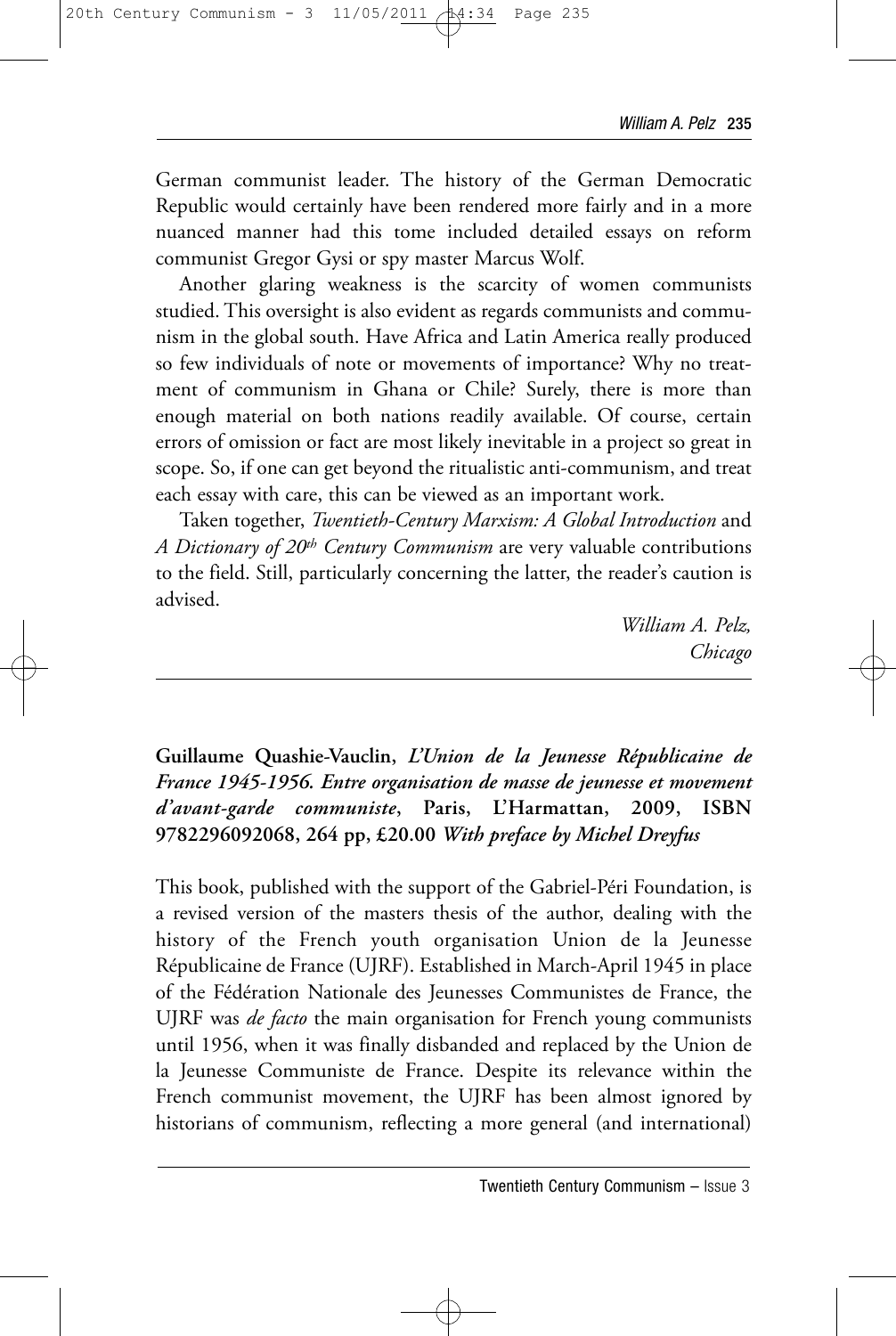German communist leader. The history of the German Democratic Republic would certainly have been rendered more fairly and in a more nuanced manner had this tome included detailed essays on reform communist Gregor Gysi or spy master Marcus Wolf.

Another glaring weakness is the scarcity of women communists studied. This oversight is also evident as regards communists and communism in the global south. Have Africa and Latin America really produced so few individuals of note or movements of importance? Why no treatment of communism in Ghana or Chile? Surely, there is more than enough material on both nations readily available. Of course, certain errors of omission or fact are most likely inevitable in a project so great in scope. So, if one can get beyond the ritualistic anti-communism, and treat each essay with care, this can be viewed as an important work.

Taken together, *Twentieth-Century Marxism: A Global Introduction* and *A Dictionary of 20th Century Communism* are very valuable contributions to the field. Still, particularly concerning the latter, the reader's caution is advised.

*William A. Pelz,*
*Chicago*

---

**Guillaume Quashie-Vauclin,** ***L'Union de la Jeunesse Républicaine de France 1945-1956. Entre organisation de masse de jeunesse et movement d'avant-garde communiste*****, Paris, L'Harmattan, 2009, ISBN 9782296092068, 264 pp, £20.00** ***With preface by Michel Dreyfus***

This book, published with the support of the Gabriel-Péri Foundation, is a revised version of the masters thesis of the author, dealing with the history of the French youth organisation Union de la Jeunesse Républicaine de France (UJRF). Established in March-April 1945 in place of the Fédération Nationale des Jeunesses Communistes de France, the UJRF was *de facto* the main organisation for French young communists until 1956, when it was finally disbanded and replaced by the Union de la Jeunesse Communiste de France. Despite its relevance within the French communist movement, the UJRF has been almost ignored by historians of communism, reflecting a more general (and international)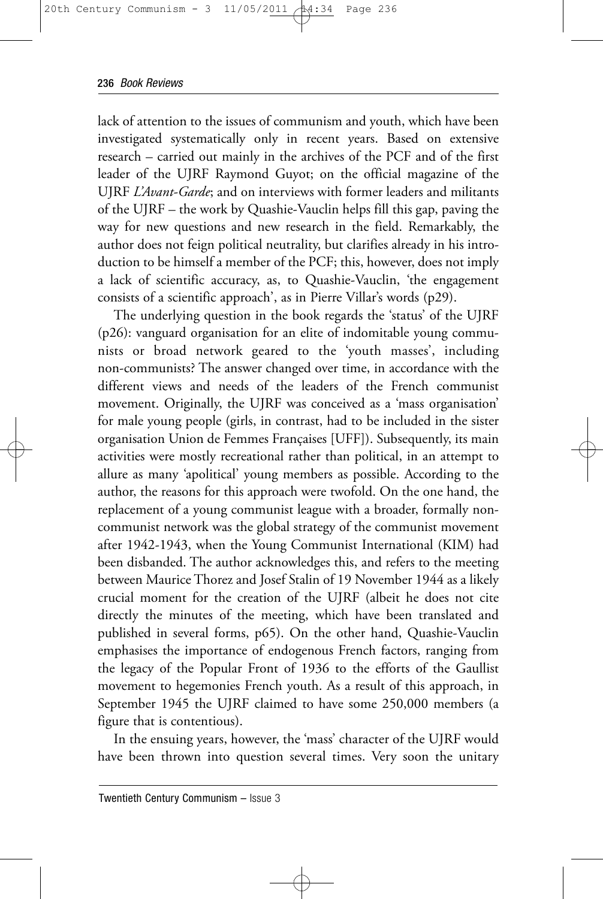lack of attention to the issues of communism and youth, which have been investigated systematically only in recent years. Based on extensive research – carried out mainly in the archives of the PCF and of the first leader of the UJRF Raymond Guyot; on the official magazine of the UJRF *L'Avant-Garde*; and on interviews with former leaders and militants of the UJRF – the work by Quashie-Vauclin helps fill this gap, paving the way for new questions and new research in the field. Remarkably, the author does not feign political neutrality, but clarifies already in his introduction to be himself a member of the PCF; this, however, does not imply a lack of scientific accuracy, as, to Quashie-Vauclin, 'the engagement consists of a scientific approach', as in Pierre Villar's words (p29).

The underlying question in the book regards the 'status' of the UJRF (p26): vanguard organisation for an elite of indomitable young communists or broad network geared to the 'youth masses', including non-communists? The answer changed over time, in accordance with the different views and needs of the leaders of the French communist movement. Originally, the UJRF was conceived as a 'mass organisation' for male young people (girls, in contrast, had to be included in the sister organisation Union de Femmes Françaises [UFF]). Subsequently, its main activities were mostly recreational rather than political, in an attempt to allure as many 'apolitical' young members as possible. According to the author, the reasons for this approach were twofold. On the one hand, the replacement of a young communist league with a broader, formally non-communist network was the global strategy of the communist movement after 1942-1943, when the Young Communist International (KIM) had been disbanded. The author acknowledges this, and refers to the meeting between Maurice Thorez and Josef Stalin of 19 November 1944 as a likely crucial moment for the creation of the UJRF (albeit he does not cite directly the minutes of the meeting, which have been translated and published in several forms, p65). On the other hand, Quashie-Vauclin emphasises the importance of endogenous French factors, ranging from the legacy of the Popular Front of 1936 to the efforts of the Gaullist movement to hegemonies French youth. As a result of this approach, in September 1945 the UJRF claimed to have some 250,000 members (a figure that is contentious).

In the ensuing years, however, the 'mass' character of the UJRF would have been thrown into question several times. Very soon the unitary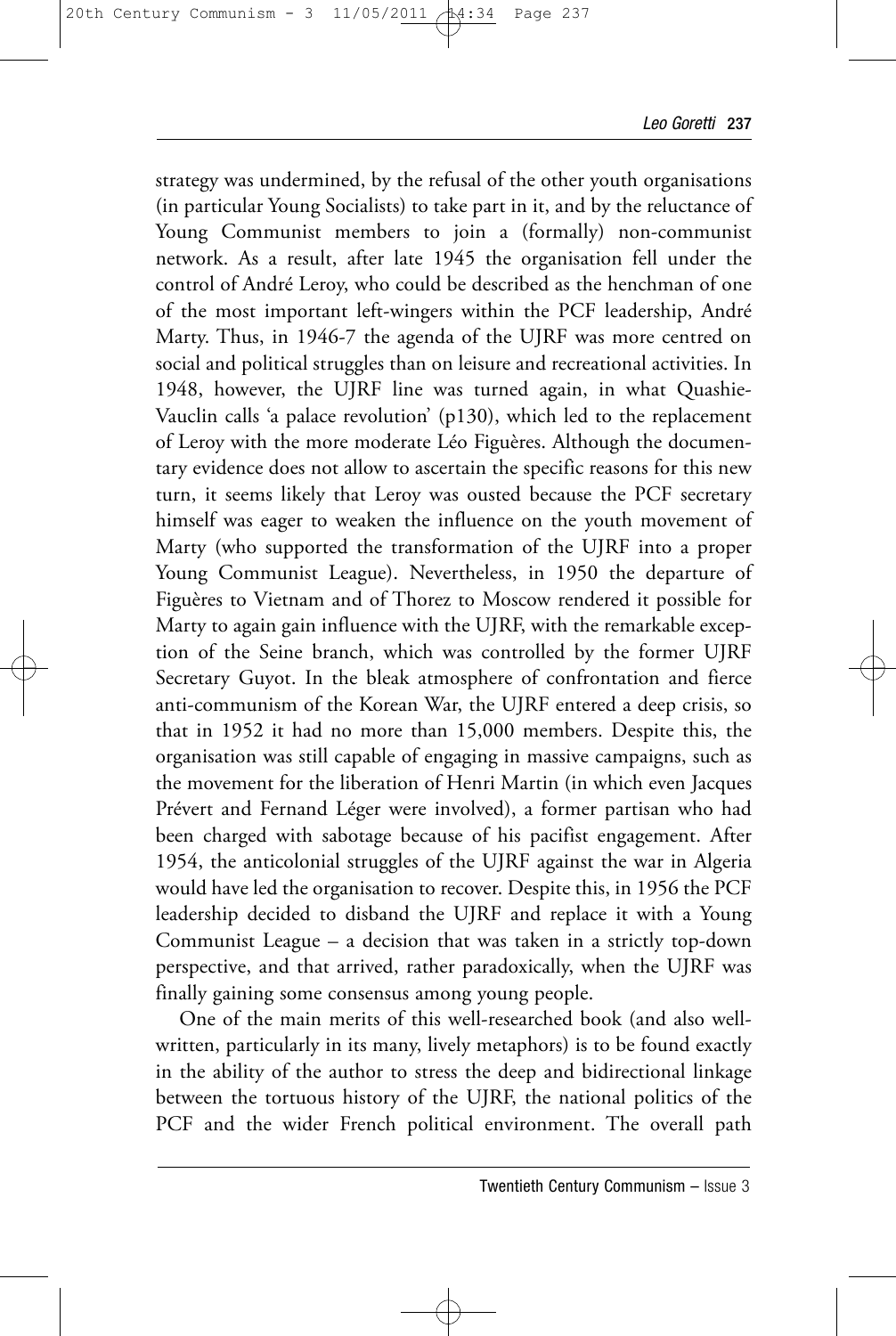strategy was undermined, by the refusal of the other youth organisations (in particular Young Socialists) to take part in it, and by the reluctance of Young Communist members to join a (formally) non-communist network. As a result, after late 1945 the organisation fell under the control of André Leroy, who could be described as the henchman of one of the most important left-wingers within the PCF leadership, André Marty. Thus, in 1946-7 the agenda of the UJRF was more centred on social and political struggles than on leisure and recreational activities. In 1948, however, the UJRF line was turned again, in what Quashie-Vauclin calls 'a palace revolution' (p130), which led to the replacement of Leroy with the more moderate Léo Figuères. Although the documentary evidence does not allow to ascertain the specific reasons for this new turn, it seems likely that Leroy was ousted because the PCF secretary himself was eager to weaken the influence on the youth movement of Marty (who supported the transformation of the UJRF into a proper Young Communist League). Nevertheless, in 1950 the departure of Figuères to Vietnam and of Thorez to Moscow rendered it possible for Marty to again gain influence with the UJRF, with the remarkable exception of the Seine branch, which was controlled by the former UJRF Secretary Guyot. In the bleak atmosphere of confrontation and fierce anti-communism of the Korean War, the UJRF entered a deep crisis, so that in 1952 it had no more than 15,000 members. Despite this, the organisation was still capable of engaging in massive campaigns, such as the movement for the liberation of Henri Martin (in which even Jacques Prévert and Fernand Léger were involved), a former partisan who had been charged with sabotage because of his pacifist engagement. After 1954, the anticolonial struggles of the UJRF against the war in Algeria would have led the organisation to recover. Despite this, in 1956 the PCF leadership decided to disband the UJRF and replace it with a Young Communist League – a decision that was taken in a strictly top-down perspective, and that arrived, rather paradoxically, when the UJRF was finally gaining some consensus among young people.

One of the main merits of this well-researched book (and also well-written, particularly in its many, lively metaphors) is to be found exactly in the ability of the author to stress the deep and bidirectional linkage between the tortuous history of the UJRF, the national politics of the PCF and the wider French political environment. The overall path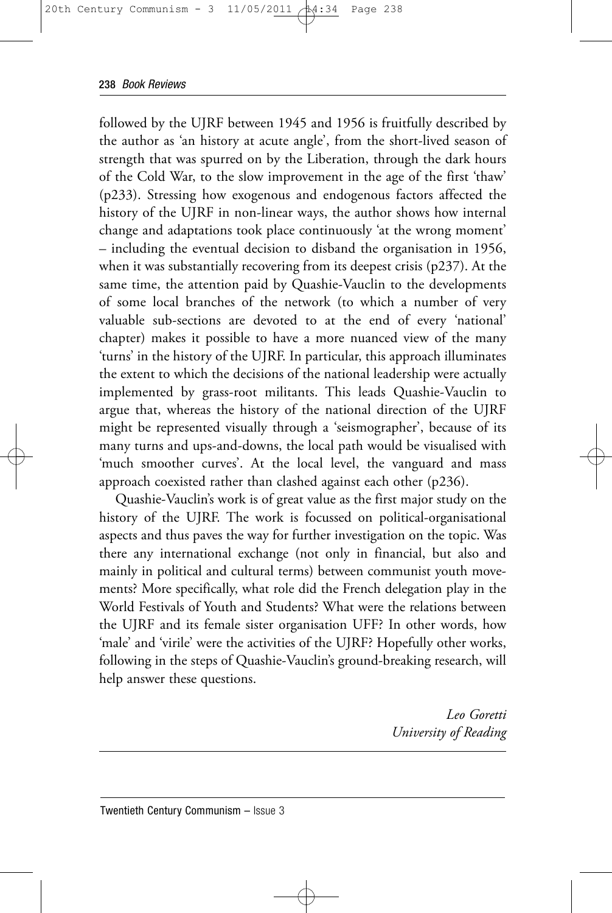followed by the UJRF between 1945 and 1956 is fruitfully described by the author as 'an history at acute angle', from the short-lived season of strength that was spurred on by the Liberation, through the dark hours of the Cold War, to the slow improvement in the age of the first 'thaw' (p233). Stressing how exogenous and endogenous factors affected the history of the UJRF in non-linear ways, the author shows how internal change and adaptations took place continuously 'at the wrong moment' – including the eventual decision to disband the organisation in 1956, when it was substantially recovering from its deepest crisis (p237). At the same time, the attention paid by Quashie-Vauclin to the developments of some local branches of the network (to which a number of very valuable sub-sections are devoted to at the end of every 'national' chapter) makes it possible to have a more nuanced view of the many 'turns' in the history of the UJRF. In particular, this approach illuminates the extent to which the decisions of the national leadership were actually implemented by grass-root militants. This leads Quashie-Vauclin to argue that, whereas the history of the national direction of the UJRF might be represented visually through a 'seismographer', because of its many turns and ups-and-downs, the local path would be visualised with 'much smoother curves'. At the local level, the vanguard and mass approach coexisted rather than clashed against each other (p236).

Quashie-Vauclin's work is of great value as the first major study on the history of the UJRF. The work is focussed on political-organisational aspects and thus paves the way for further investigation on the topic. Was there any international exchange (not only in financial, but also and mainly in political and cultural terms) between communist youth movements? More specifically, what role did the French delegation play in the World Festivals of Youth and Students? What were the relations between the UJRF and its female sister organisation UFF? In other words, how 'male' and 'virile' were the activities of the UJRF? Hopefully other works, following in the steps of Quashie-Vauclin's ground-breaking research, will help answer these questions.

*Leo Goretti*
*University of Reading*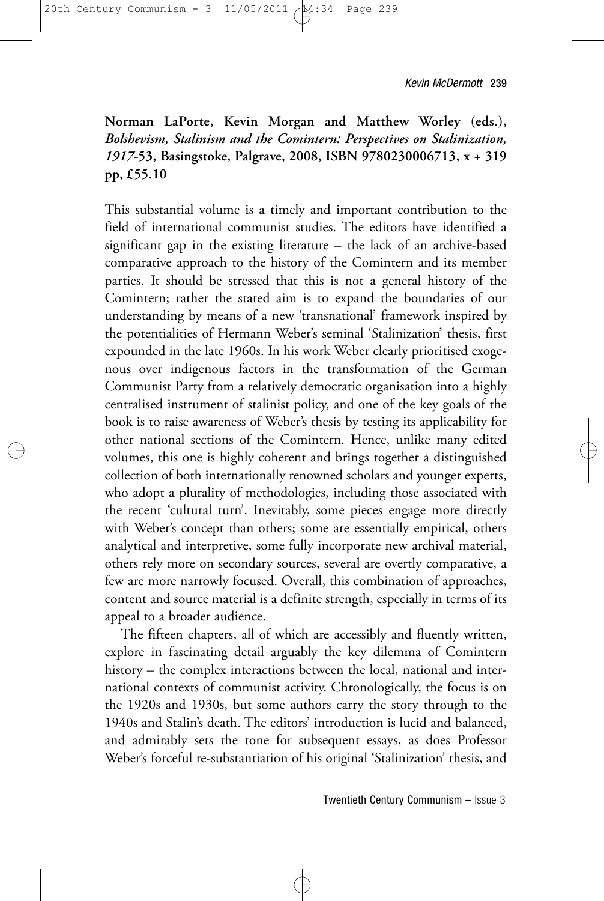**Norman LaPorte, Kevin Morgan and Matthew Worley (eds.), *Bolshevism, Stalinism and the Comintern: Perspectives on Stalinization, 1917*-53, Basingstoke, Palgrave, 2008, ISBN 9780230006713, x + 319 pp, £55.10**

This substantial volume is a timely and important contribution to the field of international communist studies. The editors have identified a significant gap in the existing literature – the lack of an archive-based comparative approach to the history of the Comintern and its member parties. It should be stressed that this is not a general history of the Comintern; rather the stated aim is to expand the boundaries of our understanding by means of a new 'transnational' framework inspired by the potentialities of Hermann Weber's seminal 'Stalinization' thesis, first expounded in the late 1960s. In his work Weber clearly prioritised exogenous over indigenous factors in the transformation of the German Communist Party from a relatively democratic organisation into a highly centralised instrument of stalinist policy, and one of the key goals of the book is to raise awareness of Weber's thesis by testing its applicability for other national sections of the Comintern. Hence, unlike many edited volumes, this one is highly coherent and brings together a distinguished collection of both internationally renowned scholars and younger experts, who adopt a plurality of methodologies, including those associated with the recent 'cultural turn'. Inevitably, some pieces engage more directly with Weber's concept than others; some are essentially empirical, others analytical and interpretive, some fully incorporate new archival material, others rely more on secondary sources, several are overtly comparative, a few are more narrowly focused. Overall, this combination of approaches, content and source material is a definite strength, especially in terms of its appeal to a broader audience.

The fifteen chapters, all of which are accessibly and fluently written, explore in fascinating detail arguably the key dilemma of Comintern history – the complex interactions between the local, national and international contexts of communist activity. Chronologically, the focus is on the 1920s and 1930s, but some authors carry the story through to the 1940s and Stalin's death. The editors' introduction is lucid and balanced, and admirably sets the tone for subsequent essays, as does Professor Weber's forceful re-substantiation of his original 'Stalinization' thesis, and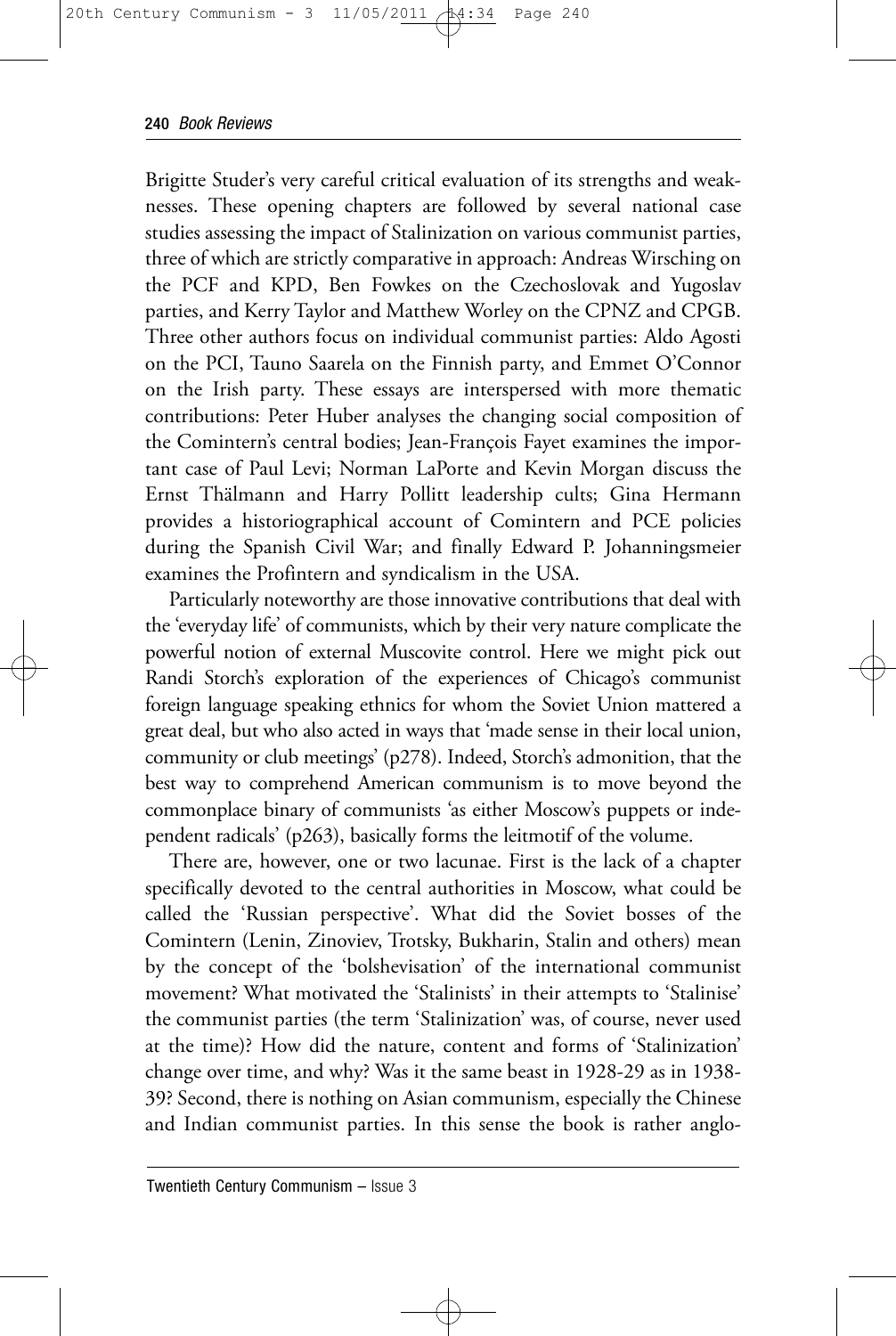Brigitte Studer's very careful critical evaluation of its strengths and weaknesses. These opening chapters are followed by several national case studies assessing the impact of Stalinization on various communist parties, three of which are strictly comparative in approach: Andreas Wirsching on the PCF and KPD, Ben Fowkes on the Czechoslovak and Yugoslav parties, and Kerry Taylor and Matthew Worley on the CPNZ and CPGB. Three other authors focus on individual communist parties: Aldo Agosti on the PCI, Tauno Saarela on the Finnish party, and Emmet O'Connor on the Irish party. These essays are interspersed with more thematic contributions: Peter Huber analyses the changing social composition of the Comintern's central bodies; Jean-François Fayet examines the important case of Paul Levi; Norman LaPorte and Kevin Morgan discuss the Ernst Thälmann and Harry Pollitt leadership cults; Gina Hermann provides a historiographical account of Comintern and PCE policies during the Spanish Civil War; and finally Edward P. Johanningsmeier examines the Profintern and syndicalism in the USA.

Particularly noteworthy are those innovative contributions that deal with the 'everyday life' of communists, which by their very nature complicate the powerful notion of external Muscovite control. Here we might pick out Randi Storch's exploration of the experiences of Chicago's communist foreign language speaking ethnics for whom the Soviet Union mattered a great deal, but who also acted in ways that 'made sense in their local union, community or club meetings' (p278). Indeed, Storch's admonition, that the best way to comprehend American communism is to move beyond the commonplace binary of communists 'as either Moscow's puppets or independent radicals' (p263), basically forms the leitmotif of the volume.

There are, however, one or two lacunae. First is the lack of a chapter specifically devoted to the central authorities in Moscow, what could be called the 'Russian perspective'. What did the Soviet bosses of the Comintern (Lenin, Zinoviev, Trotsky, Bukharin, Stalin and others) mean by the concept of the 'bolshevisation' of the international communist movement? What motivated the 'Stalinists' in their attempts to 'Stalinise' the communist parties (the term 'Stalinization' was, of course, never used at the time)? How did the nature, content and forms of 'Stalinization' change over time, and why? Was it the same beast in 1928-29 as in 1938-39? Second, there is nothing on Asian communism, especially the Chinese and Indian communist parties. In this sense the book is rather anglo-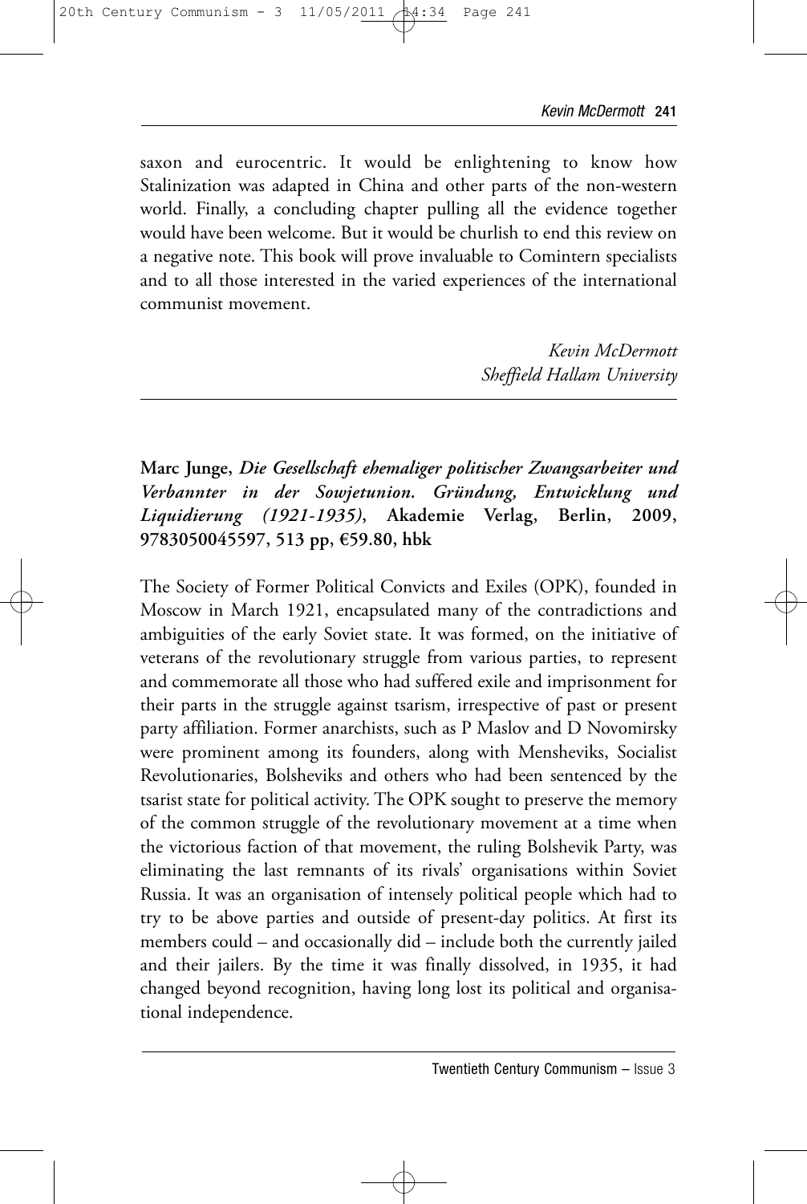saxon and eurocentric. It would be enlightening to know how Stalinization was adapted in China and other parts of the non-western world. Finally, a concluding chapter pulling all the evidence together would have been welcome. But it would be churlish to end this review on a negative note. This book will prove invaluable to Comintern specialists and to all those interested in the varied experiences of the international communist movement.

*Kevin McDermott*
*Sheffield Hallam University*

---

**Marc Junge, *Die Gesellschaft ehemaliger politischer Zwangsarbeiter und Verbannter in der Sowjetunion. Gründung, Entwicklung und Liquidierung (1921-1935)*, Akademie Verlag, Berlin, 2009, 9783050045597, 513 pp, €59.80, hbk**

The Society of Former Political Convicts and Exiles (OPK), founded in Moscow in March 1921, encapsulated many of the contradictions and ambiguities of the early Soviet state. It was formed, on the initiative of veterans of the revolutionary struggle from various parties, to represent and commemorate all those who had suffered exile and imprisonment for their parts in the struggle against tsarism, irrespective of past or present party affiliation. Former anarchists, such as P Maslov and D Novomirsky were prominent among its founders, along with Mensheviks, Socialist Revolutionaries, Bolsheviks and others who had been sentenced by the tsarist state for political activity. The OPK sought to preserve the memory of the common struggle of the revolutionary movement at a time when the victorious faction of that movement, the ruling Bolshevik Party, was eliminating the last remnants of its rivals' organisations within Soviet Russia. It was an organisation of intensely political people which had to try to be above parties and outside of present-day politics. At first its members could – and occasionally did – include both the currently jailed and their jailers. By the time it was finally dissolved, in 1935, it had changed beyond recognition, having long lost its political and organisational independence.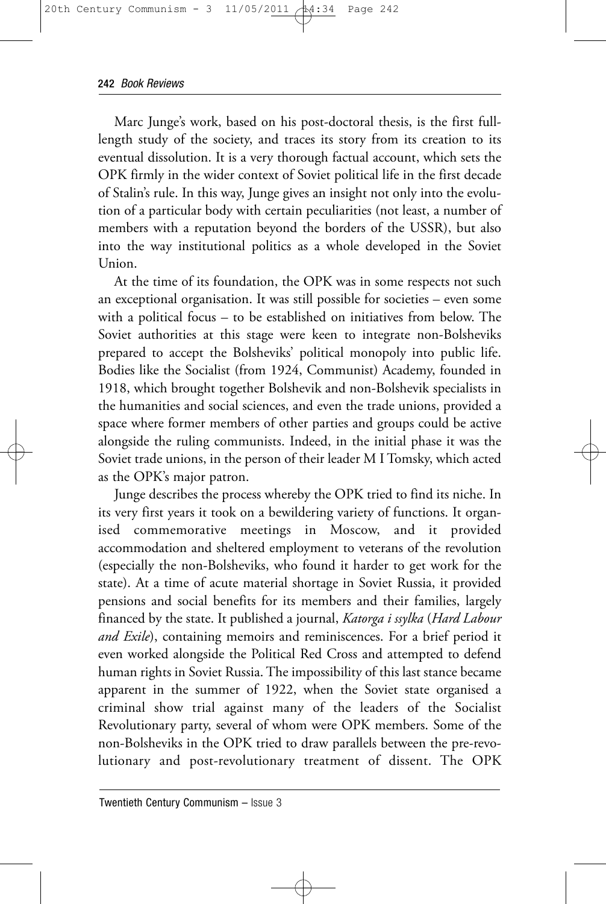Marc Junge's work, based on his post-doctoral thesis, is the first full-length study of the society, and traces its story from its creation to its eventual dissolution. It is a very thorough factual account, which sets the OPK firmly in the wider context of Soviet political life in the first decade of Stalin's rule. In this way, Junge gives an insight not only into the evolution of a particular body with certain peculiarities (not least, a number of members with a reputation beyond the borders of the USSR), but also into the way institutional politics as a whole developed in the Soviet Union.

At the time of its foundation, the OPK was in some respects not such an exceptional organisation. It was still possible for societies – even some with a political focus – to be established on initiatives from below. The Soviet authorities at this stage were keen to integrate non-Bolsheviks prepared to accept the Bolsheviks' political monopoly into public life. Bodies like the Socialist (from 1924, Communist) Academy, founded in 1918, which brought together Bolshevik and non-Bolshevik specialists in the humanities and social sciences, and even the trade unions, provided a space where former members of other parties and groups could be active alongside the ruling communists. Indeed, in the initial phase it was the Soviet trade unions, in the person of their leader M I Tomsky, which acted as the OPK's major patron.

Junge describes the process whereby the OPK tried to find its niche. In its very first years it took on a bewildering variety of functions. It organised commemorative meetings in Moscow, and it provided accommodation and sheltered employment to veterans of the revolution (especially the non-Bolsheviks, who found it harder to get work for the state). At a time of acute material shortage in Soviet Russia, it provided pensions and social benefits for its members and their families, largely financed by the state. It published a journal, *Katorga i ssylka* (*Hard Labour and Exile*), containing memoirs and reminiscences. For a brief period it even worked alongside the Political Red Cross and attempted to defend human rights in Soviet Russia. The impossibility of this last stance became apparent in the summer of 1922, when the Soviet state organised a criminal show trial against many of the leaders of the Socialist Revolutionary party, several of whom were OPK members. Some of the non-Bolsheviks in the OPK tried to draw parallels between the pre-revolutionary and post-revolutionary treatment of dissent. The OPK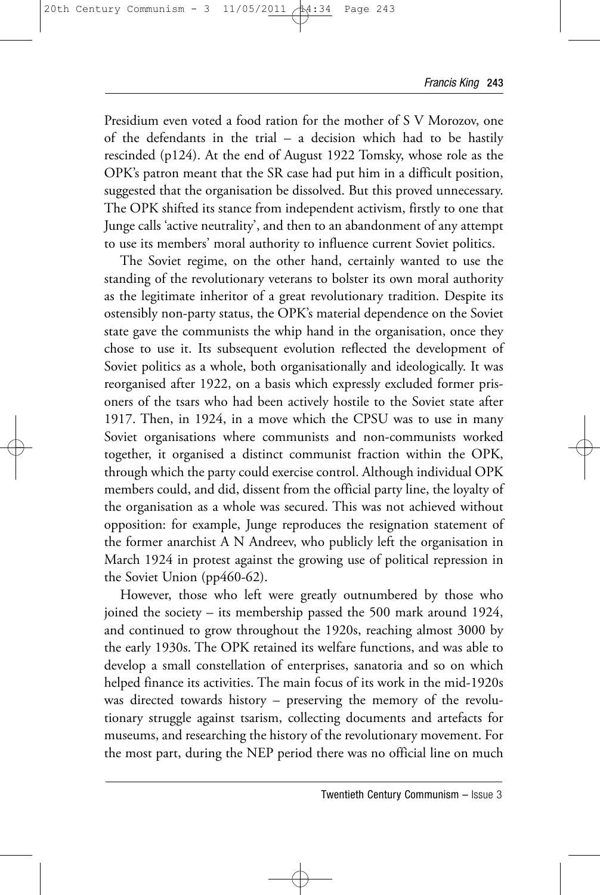Presidium even voted a food ration for the mother of S V Morozov, one of the defendants in the trial – a decision which had to be hastily rescinded (p124). At the end of August 1922 Tomsky, whose role as the OPK's patron meant that the SR case had put him in a difficult position, suggested that the organisation be dissolved. But this proved unnecessary. The OPK shifted its stance from independent activism, firstly to one that Junge calls 'active neutrality', and then to an abandonment of any attempt to use its members' moral authority to influence current Soviet politics.

The Soviet regime, on the other hand, certainly wanted to use the standing of the revolutionary veterans to bolster its own moral authority as the legitimate inheritor of a great revolutionary tradition. Despite its ostensibly non-party status, the OPK's material dependence on the Soviet state gave the communists the whip hand in the organisation, once they chose to use it. Its subsequent evolution reflected the development of Soviet politics as a whole, both organisationally and ideologically. It was reorganised after 1922, on a basis which expressly excluded former prisoners of the tsars who had been actively hostile to the Soviet state after 1917. Then, in 1924, in a move which the CPSU was to use in many Soviet organisations where communists and non-communists worked together, it organised a distinct communist fraction within the OPK, through which the party could exercise control. Although individual OPK members could, and did, dissent from the official party line, the loyalty of the organisation as a whole was secured. This was not achieved without opposition: for example, Junge reproduces the resignation statement of the former anarchist A N Andreev, who publicly left the organisation in March 1924 in protest against the growing use of political repression in the Soviet Union (pp460-62).

However, those who left were greatly outnumbered by those who joined the society – its membership passed the 500 mark around 1924, and continued to grow throughout the 1920s, reaching almost 3000 by the early 1930s. The OPK retained its welfare functions, and was able to develop a small constellation of enterprises, sanatoria and so on which helped finance its activities. The main focus of its work in the mid-1920s was directed towards history – preserving the memory of the revolutionary struggle against tsarism, collecting documents and artefacts for museums, and researching the history of the revolutionary movement. For the most part, during the NEP period there was no official line on much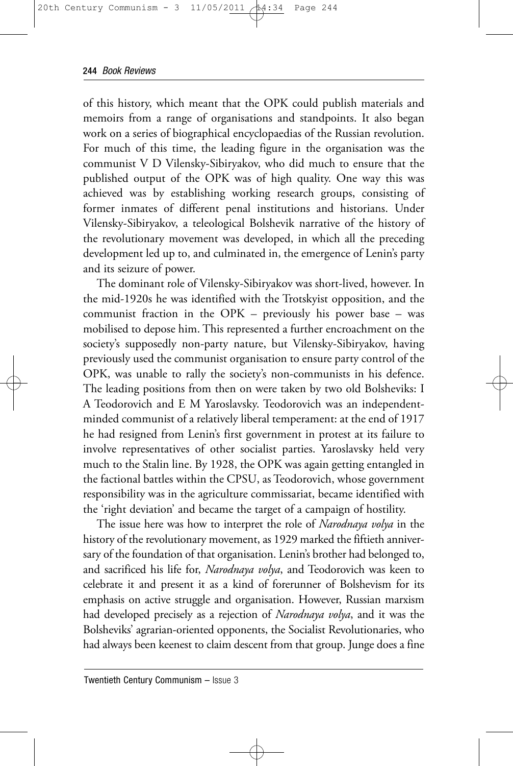of this history, which meant that the OPK could publish materials and memoirs from a range of organisations and standpoints. It also began work on a series of biographical encyclopaedias of the Russian revolution. For much of this time, the leading figure in the organisation was the communist V D Vilensky-Sibiryakov, who did much to ensure that the published output of the OPK was of high quality. One way this was achieved was by establishing working research groups, consisting of former inmates of different penal institutions and historians. Under Vilensky-Sibiryakov, a teleological Bolshevik narrative of the history of the revolutionary movement was developed, in which all the preceding development led up to, and culminated in, the emergence of Lenin's party and its seizure of power.

The dominant role of Vilensky-Sibiryakov was short-lived, however. In the mid-1920s he was identified with the Trotskyist opposition, and the communist fraction in the OPK – previously his power base – was mobilised to depose him. This represented a further encroachment on the society's supposedly non-party nature, but Vilensky-Sibiryakov, having previously used the communist organisation to ensure party control of the OPK, was unable to rally the society's non-communists in his defence. The leading positions from then on were taken by two old Bolsheviks: I A Teodorovich and E M Yaroslavsky. Teodorovich was an independent-minded communist of a relatively liberal temperament: at the end of 1917 he had resigned from Lenin's first government in protest at its failure to involve representatives of other socialist parties. Yaroslavsky held very much to the Stalin line. By 1928, the OPK was again getting entangled in the factional battles within the CPSU, as Teodorovich, whose government responsibility was in the agriculture commissariat, became identified with the 'right deviation' and became the target of a campaign of hostility.

The issue here was how to interpret the role of *Narodnaya volya* in the history of the revolutionary movement, as 1929 marked the fiftieth anniversary of the foundation of that organisation. Lenin's brother had belonged to, and sacrificed his life for, *Narodnaya volya*, and Teodorovich was keen to celebrate it and present it as a kind of forerunner of Bolshevism for its emphasis on active struggle and organisation. However, Russian marxism had developed precisely as a rejection of *Narodnaya volya*, and it was the Bolsheviks' agrarian-oriented opponents, the Socialist Revolutionaries, who had always been keenest to claim descent from that group. Junge does a fine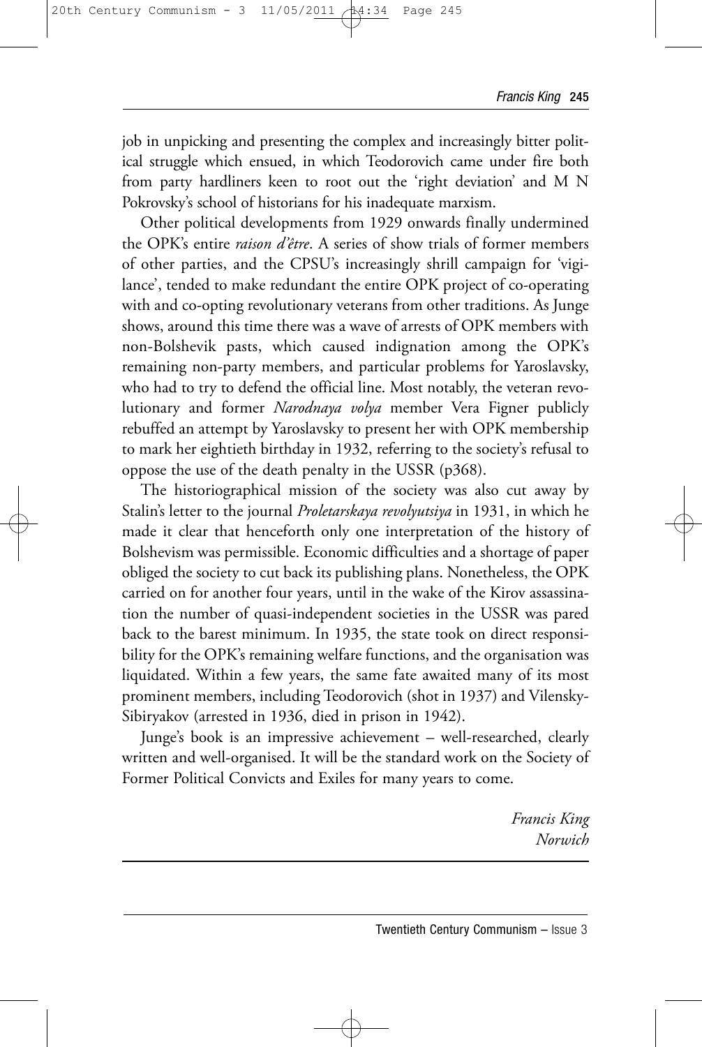job in unpicking and presenting the complex and increasingly bitter political struggle which ensued, in which Teodorovich came under fire both from party hardliners keen to root out the 'right deviation' and M N Pokrovsky's school of historians for his inadequate marxism.

Other political developments from 1929 onwards finally undermined the OPK's entire *raison d'être*. A series of show trials of former members of other parties, and the CPSU's increasingly shrill campaign for 'vigilance', tended to make redundant the entire OPK project of co-operating with and co-opting revolutionary veterans from other traditions. As Junge shows, around this time there was a wave of arrests of OPK members with non-Bolshevik pasts, which caused indignation among the OPK's remaining non-party members, and particular problems for Yaroslavsky, who had to try to defend the official line. Most notably, the veteran revolutionary and former *Narodnaya volya* member Vera Figner publicly rebuffed an attempt by Yaroslavsky to present her with OPK membership to mark her eightieth birthday in 1932, referring to the society's refusal to oppose the use of the death penalty in the USSR (p368).

The historiographical mission of the society was also cut away by Stalin's letter to the journal *Proletarskaya revolyutsiya* in 1931, in which he made it clear that henceforth only one interpretation of the history of Bolshevism was permissible. Economic difficulties and a shortage of paper obliged the society to cut back its publishing plans. Nonetheless, the OPK carried on for another four years, until in the wake of the Kirov assassination the number of quasi-independent societies in the USSR was pared back to the barest minimum. In 1935, the state took on direct responsibility for the OPK's remaining welfare functions, and the organisation was liquidated. Within a few years, the same fate awaited many of its most prominent members, including Teodorovich (shot in 1937) and Vilensky-Sibiryakov (arrested in 1936, died in prison in 1942).

Junge's book is an impressive achievement – well-researched, clearly written and well-organised. It will be the standard work on the Society of Former Political Convicts and Exiles for many years to come.

*Francis King*
*Norwich*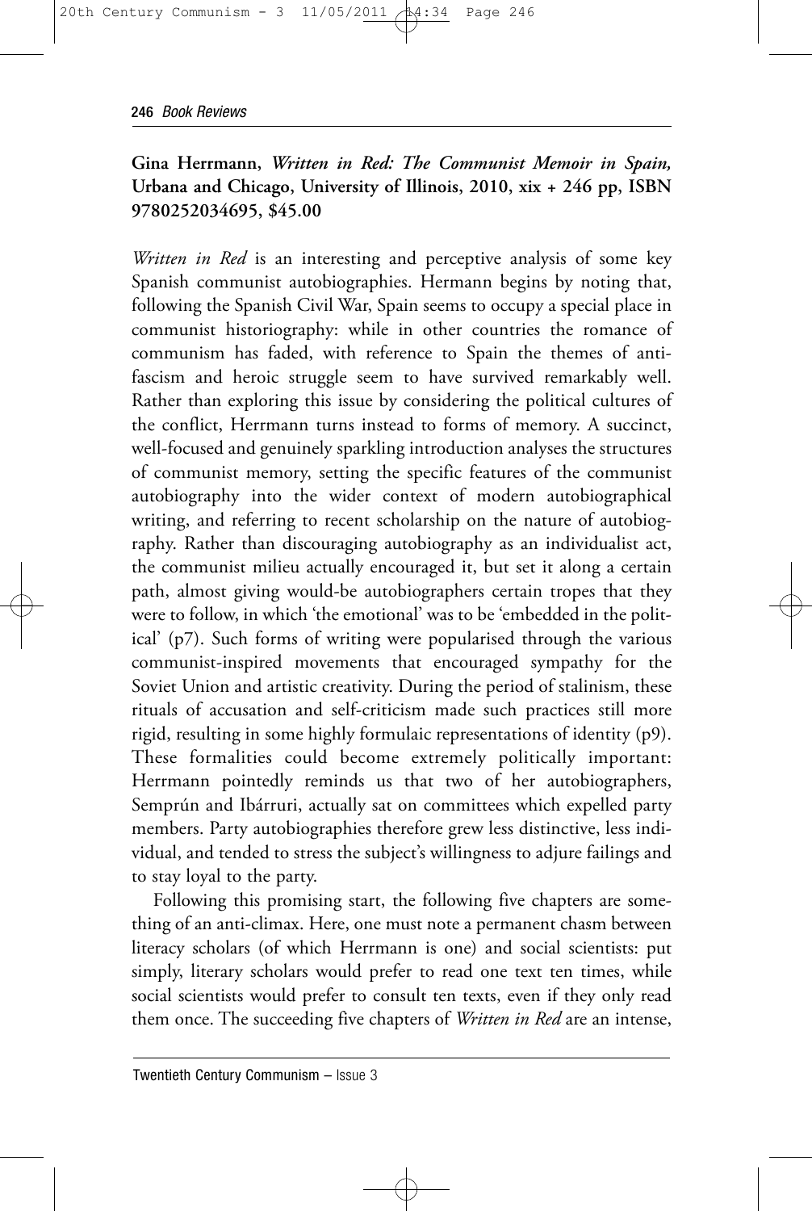**Gina Herrmann, *Written in Red: The Communist Memoir in Spain,* Urbana and Chicago, University of Illinois, 2010, xix + 246 pp, ISBN 9780252034695, $45.00**

*Written in Red* is an interesting and perceptive analysis of some key Spanish communist autobiographies. Hermann begins by noting that, following the Spanish Civil War, Spain seems to occupy a special place in communist historiography: while in other countries the romance of communism has faded, with reference to Spain the themes of anti-fascism and heroic struggle seem to have survived remarkably well. Rather than exploring this issue by considering the political cultures of the conflict, Herrmann turns instead to forms of memory. A succinct, well-focused and genuinely sparkling introduction analyses the structures of communist memory, setting the specific features of the communist autobiography into the wider context of modern autobiographical writing, and referring to recent scholarship on the nature of autobiography. Rather than discouraging autobiography as an individualist act, the communist milieu actually encouraged it, but set it along a certain path, almost giving would-be autobiographers certain tropes that they were to follow, in which 'the emotional' was to be 'embedded in the political' (p7). Such forms of writing were popularised through the various communist-inspired movements that encouraged sympathy for the Soviet Union and artistic creativity. During the period of stalinism, these rituals of accusation and self-criticism made such practices still more rigid, resulting in some highly formulaic representations of identity (p9). These formalities could become extremely politically important: Herrmann pointedly reminds us that two of her autobiographers, Semprún and Ibárruri, actually sat on committees which expelled party members. Party autobiographies therefore grew less distinctive, less individual, and tended to stress the subject's willingness to adjure failings and to stay loyal to the party.

Following this promising start, the following five chapters are something of an anti-climax. Here, one must note a permanent chasm between literacy scholars (of which Herrmann is one) and social scientists: put simply, literary scholars would prefer to read one text ten times, while social scientists would prefer to consult ten texts, even if they only read them once. The succeeding five chapters of *Written in Red* are an intense,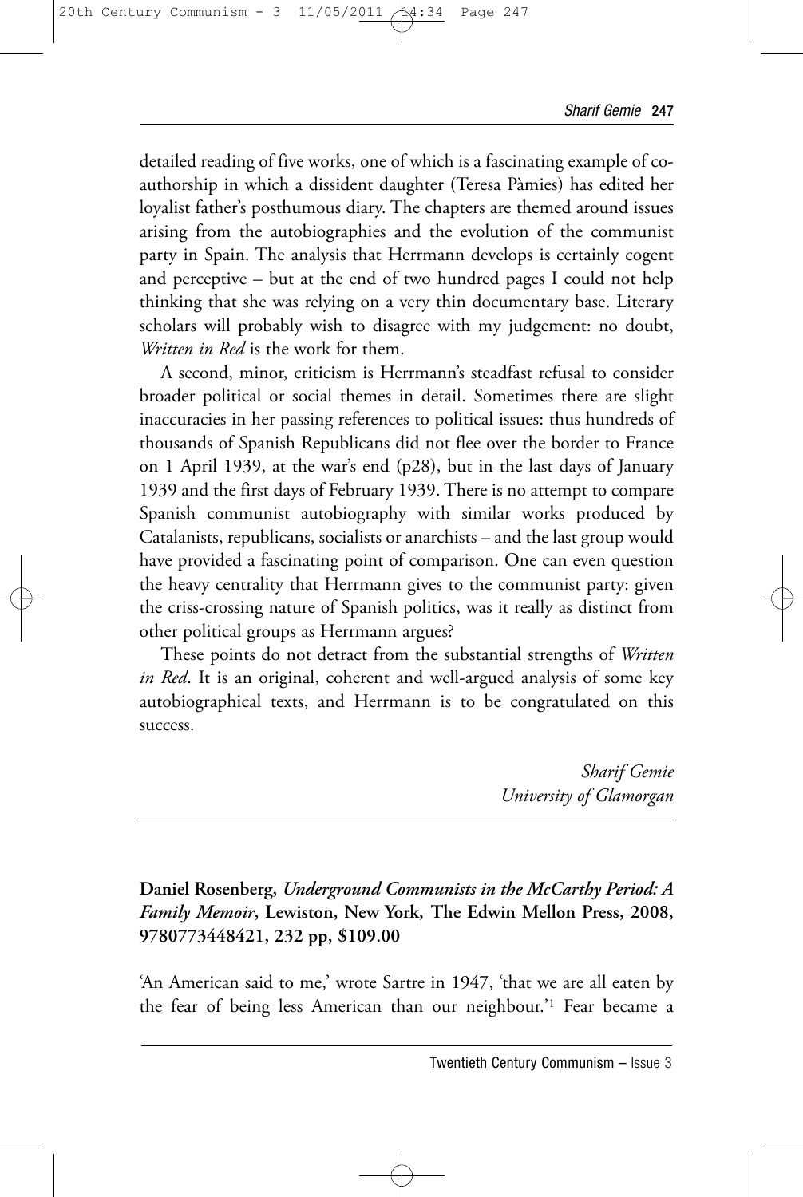detailed reading of five works, one of which is a fascinating example of co-authorship in which a dissident daughter (Teresa Pàmies) has edited her loyalist father's posthumous diary. The chapters are themed around issues arising from the autobiographies and the evolution of the communist party in Spain. The analysis that Herrmann develops is certainly cogent and perceptive – but at the end of two hundred pages I could not help thinking that she was relying on a very thin documentary base. Literary scholars will probably wish to disagree with my judgement: no doubt, *Written in Red* is the work for them.

A second, minor, criticism is Herrmann's steadfast refusal to consider broader political or social themes in detail. Sometimes there are slight inaccuracies in her passing references to political issues: thus hundreds of thousands of Spanish Republicans did not flee over the border to France on 1 April 1939, at the war's end (p28), but in the last days of January 1939 and the first days of February 1939. There is no attempt to compare Spanish communist autobiography with similar works produced by Catalanists, republicans, socialists or anarchists – and the last group would have provided a fascinating point of comparison. One can even question the heavy centrality that Herrmann gives to the communist party: given the criss-crossing nature of Spanish politics, was it really as distinct from other political groups as Herrmann argues?

These points do not detract from the substantial strengths of *Written in Red*. It is an original, coherent and well-argued analysis of some key autobiographical texts, and Herrmann is to be congratulated on this success.

*Sharif Gemie*
*University of Glamorgan*

---

**Daniel Rosenberg, *Underground Communists in the McCarthy Period: A Family Memoir*, Lewiston, New York, The Edwin Mellon Press, 2008, 9780773448421, 232 pp, $109.00**

'An American said to me,' wrote Sartre in 1947, 'that we are all eaten by the fear of being less American than our neighbour.'[1] Fear became a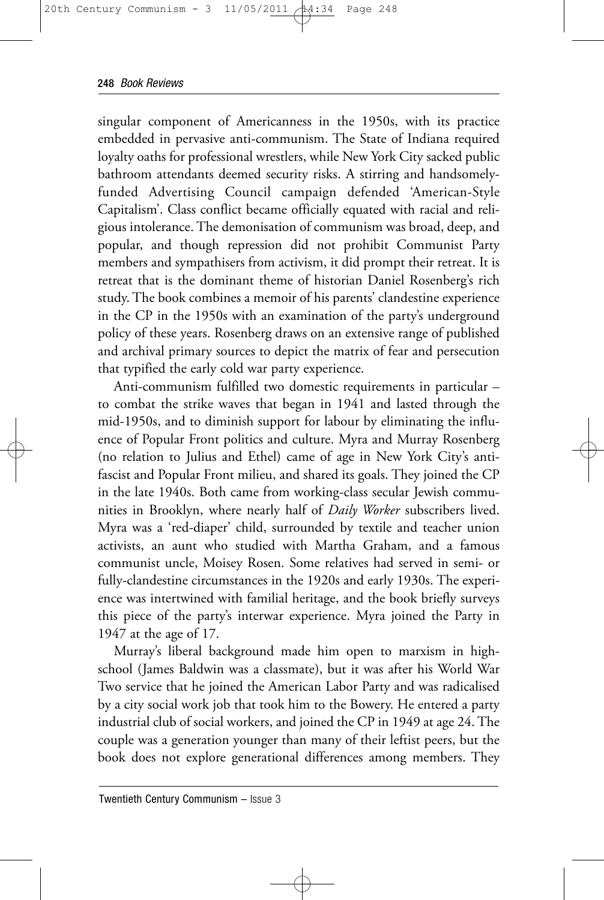singular component of Americanness in the 1950s, with its practice embedded in pervasive anti-communism. The State of Indiana required loyalty oaths for professional wrestlers, while New York City sacked public bathroom attendants deemed security risks. A stirring and handsomely-funded Advertising Council campaign defended 'American-Style Capitalism'. Class conflict became officially equated with racial and religious intolerance. The demonisation of communism was broad, deep, and popular, and though repression did not prohibit Communist Party members and sympathisers from activism, it did prompt their retreat. It is retreat that is the dominant theme of historian Daniel Rosenberg's rich study. The book combines a memoir of his parents' clandestine experience in the CP in the 1950s with an examination of the party's underground policy of these years. Rosenberg draws on an extensive range of published and archival primary sources to depict the matrix of fear and persecution that typified the early cold war party experience.

Anti-communism fulfilled two domestic requirements in particular – to combat the strike waves that began in 1941 and lasted through the mid-1950s, and to diminish support for labour by eliminating the influence of Popular Front politics and culture. Myra and Murray Rosenberg (no relation to Julius and Ethel) came of age in New York City's anti-fascist and Popular Front milieu, and shared its goals. They joined the CP in the late 1940s. Both came from working-class secular Jewish communities in Brooklyn, where nearly half of *Daily Worker* subscribers lived. Myra was a 'red-diaper' child, surrounded by textile and teacher union activists, an aunt who studied with Martha Graham, and a famous communist uncle, Moisey Rosen. Some relatives had served in semi- or fully-clandestine circumstances in the 1920s and early 1930s. The experience was intertwined with familial heritage, and the book briefly surveys this piece of the party's interwar experience. Myra joined the Party in 1947 at the age of 17.

Murray's liberal background made him open to marxism in high-school (James Baldwin was a classmate), but it was after his World War Two service that he joined the American Labor Party and was radicalised by a city social work job that took him to the Bowery. He entered a party industrial club of social workers, and joined the CP in 1949 at age 24. The couple was a generation younger than many of their leftist peers, but the book does not explore generational differences among members. They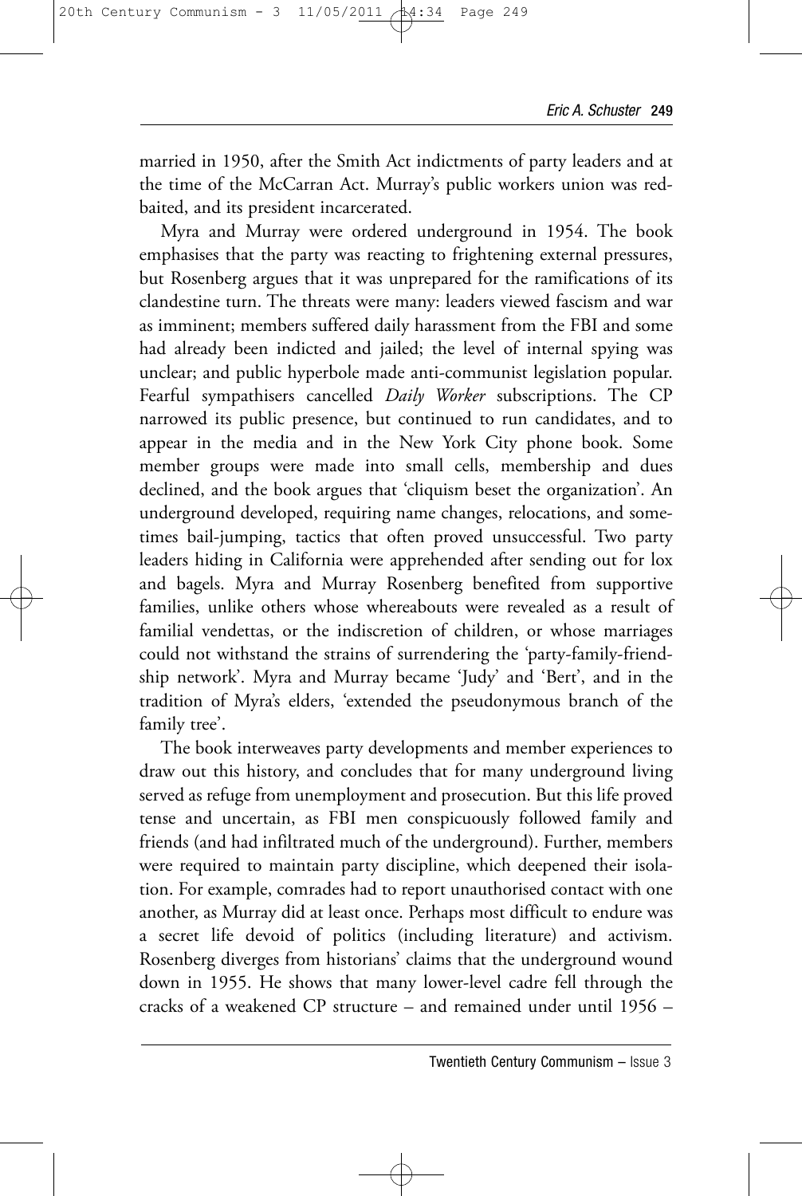married in 1950, after the Smith Act indictments of party leaders and at the time of the McCarran Act. Murray's public workers union was red-baited, and its president incarcerated.

Myra and Murray were ordered underground in 1954. The book emphasises that the party was reacting to frightening external pressures, but Rosenberg argues that it was unprepared for the ramifications of its clandestine turn. The threats were many: leaders viewed fascism and war as imminent; members suffered daily harassment from the FBI and some had already been indicted and jailed; the level of internal spying was unclear; and public hyperbole made anti-communist legislation popular. Fearful sympathisers cancelled *Daily Worker* subscriptions. The CP narrowed its public presence, but continued to run candidates, and to appear in the media and in the New York City phone book. Some member groups were made into small cells, membership and dues declined, and the book argues that 'cliquism beset the organization'. An underground developed, requiring name changes, relocations, and sometimes bail-jumping, tactics that often proved unsuccessful. Two party leaders hiding in California were apprehended after sending out for lox and bagels. Myra and Murray Rosenberg benefited from supportive families, unlike others whose whereabouts were revealed as a result of familial vendettas, or the indiscretion of children, or whose marriages could not withstand the strains of surrendering the 'party-family-friendship network'. Myra and Murray became 'Judy' and 'Bert', and in the tradition of Myra's elders, 'extended the pseudonymous branch of the family tree'.

The book interweaves party developments and member experiences to draw out this history, and concludes that for many underground living served as refuge from unemployment and prosecution. But this life proved tense and uncertain, as FBI men conspicuously followed family and friends (and had infiltrated much of the underground). Further, members were required to maintain party discipline, which deepened their isolation. For example, comrades had to report unauthorised contact with one another, as Murray did at least once. Perhaps most difficult to endure was a secret life devoid of politics (including literature) and activism. Rosenberg diverges from historians' claims that the underground wound down in 1955. He shows that many lower-level cadre fell through the cracks of a weakened CP structure – and remained under until 1956 –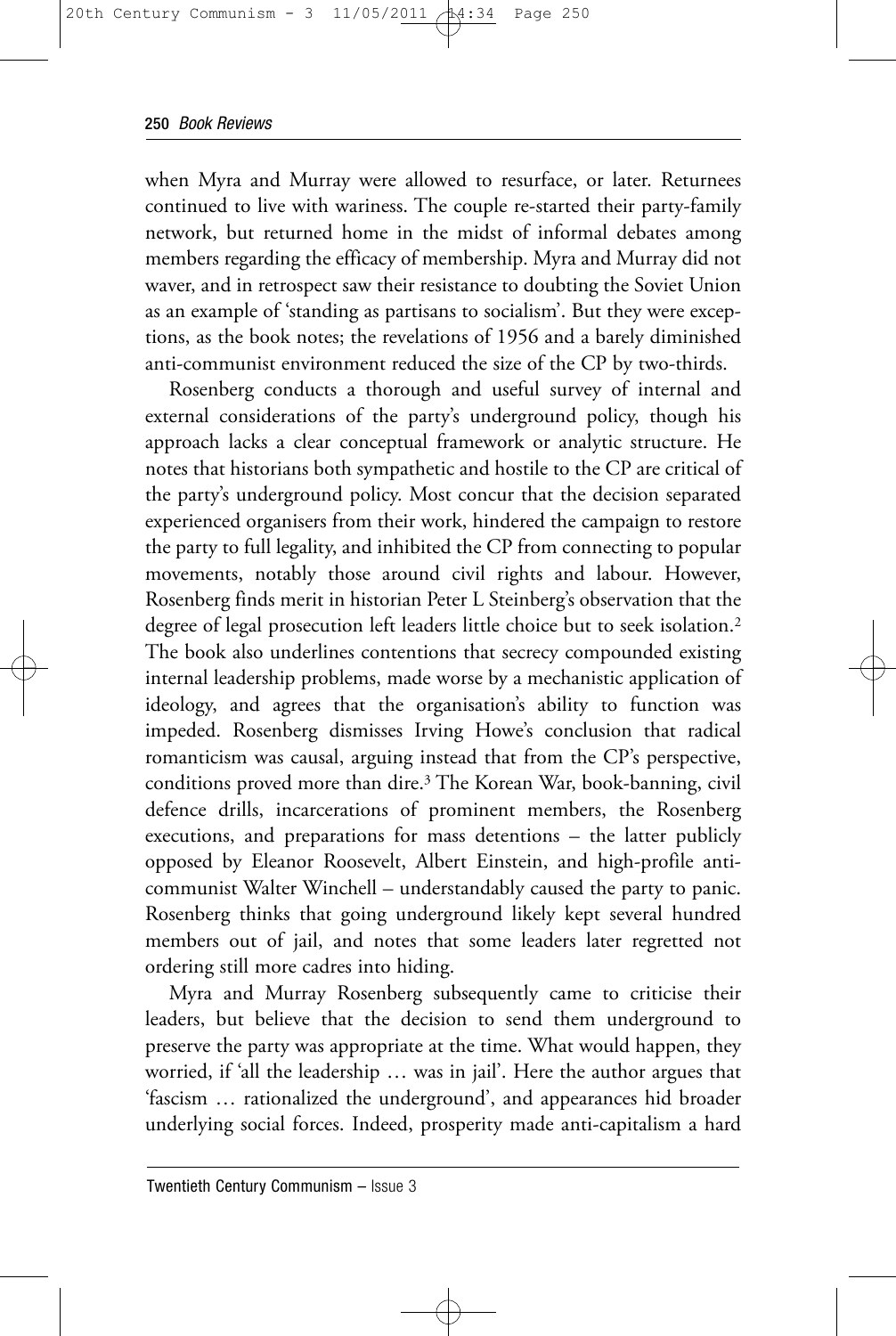when Myra and Murray were allowed to resurface, or later. Returnees continued to live with wariness. The couple re-started their party-family network, but returned home in the midst of informal debates among members regarding the efficacy of membership. Myra and Murray did not waver, and in retrospect saw their resistance to doubting the Soviet Union as an example of 'standing as partisans to socialism'. But they were exceptions, as the book notes; the revelations of 1956 and a barely diminished anti-communist environment reduced the size of the CP by two-thirds.

Rosenberg conducts a thorough and useful survey of internal and external considerations of the party's underground policy, though his approach lacks a clear conceptual framework or analytic structure. He notes that historians both sympathetic and hostile to the CP are critical of the party's underground policy. Most concur that the decision separated experienced organisers from their work, hindered the campaign to restore the party to full legality, and inhibited the CP from connecting to popular movements, notably those around civil rights and labour. However, Rosenberg finds merit in historian Peter L Steinberg's observation that the degree of legal prosecution left leaders little choice but to seek isolation.[2] The book also underlines contentions that secrecy compounded existing internal leadership problems, made worse by a mechanistic application of ideology, and agrees that the organisation's ability to function was impeded. Rosenberg dismisses Irving Howe's conclusion that radical romanticism was causal, arguing instead that from the CP's perspective, conditions proved more than dire.[3] The Korean War, book-banning, civil defence drills, incarcerations of prominent members, the Rosenberg executions, and preparations for mass detentions – the latter publicly opposed by Eleanor Roosevelt, Albert Einstein, and high-profile anti-communist Walter Winchell – understandably caused the party to panic. Rosenberg thinks that going underground likely kept several hundred members out of jail, and notes that some leaders later regretted not ordering still more cadres into hiding.

Myra and Murray Rosenberg subsequently came to criticise their leaders, but believe that the decision to send them underground to preserve the party was appropriate at the time. What would happen, they worried, if 'all the leadership … was in jail'. Here the author argues that 'fascism … rationalized the underground', and appearances hid broader underlying social forces. Indeed, prosperity made anti-capitalism a hard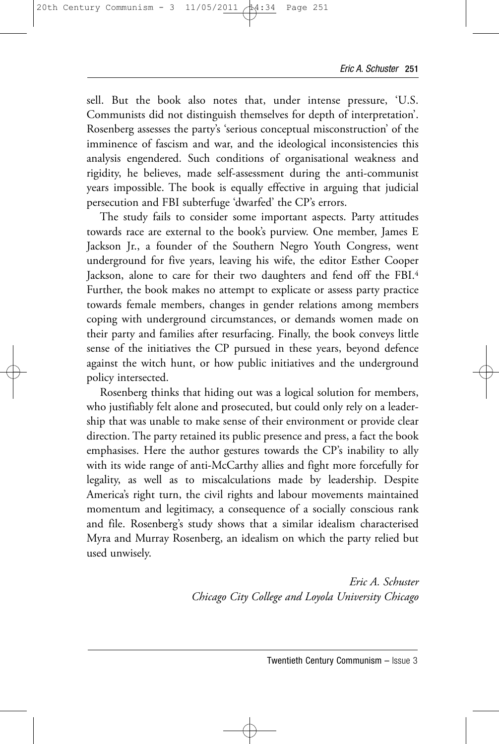sell. But the book also notes that, under intense pressure, 'U.S. Communists did not distinguish themselves for depth of interpretation'. Rosenberg assesses the party's 'serious conceptual misconstruction' of the imminence of fascism and war, and the ideological inconsistencies this analysis engendered. Such conditions of organisational weakness and rigidity, he believes, made self-assessment during the anti-communist years impossible. The book is equally effective in arguing that judicial persecution and FBI subterfuge 'dwarfed' the CP's errors.

The study fails to consider some important aspects. Party attitudes towards race are external to the book's purview. One member, James E Jackson Jr., a founder of the Southern Negro Youth Congress, went underground for five years, leaving his wife, the editor Esther Cooper Jackson, alone to care for their two daughters and fend off the FBI.[4] Further, the book makes no attempt to explicate or assess party practice towards female members, changes in gender relations among members coping with underground circumstances, or demands women made on their party and families after resurfacing. Finally, the book conveys little sense of the initiatives the CP pursued in these years, beyond defence against the witch hunt, or how public initiatives and the underground policy intersected.

Rosenberg thinks that hiding out was a logical solution for members, who justifiably felt alone and prosecuted, but could only rely on a leadership that was unable to make sense of their environment or provide clear direction. The party retained its public presence and press, a fact the book emphasises. Here the author gestures towards the CP's inability to ally with its wide range of anti-McCarthy allies and fight more forcefully for legality, as well as to miscalculations made by leadership. Despite America's right turn, the civil rights and labour movements maintained momentum and legitimacy, a consequence of a socially conscious rank and file. Rosenberg's study shows that a similar idealism characterised Myra and Murray Rosenberg, an idealism on which the party relied but used unwisely.

*Eric A. Schuster*
*Chicago City College and Loyola University Chicago*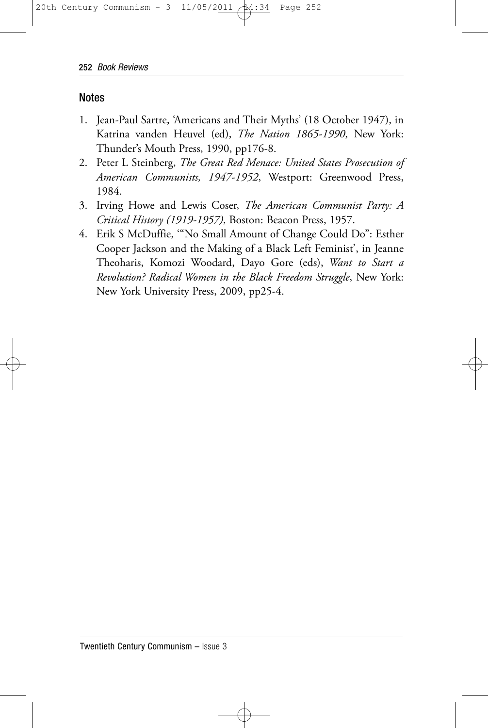## Notes

1. Jean-Paul Sartre, 'Americans and Their Myths' (18 October 1947), in Katrina vanden Heuvel (ed), *The Nation 1865-1990*, New York: Thunder's Mouth Press, 1990, pp176-8.
2. Peter L Steinberg, *The Great Red Menace: United States Prosecution of American Communists, 1947-1952*, Westport: Greenwood Press, 1984.
3. Irving Howe and Lewis Coser, *The American Communist Party: A Critical History (1919-1957)*, Boston: Beacon Press, 1957.
4. Erik S McDuffie, '"No Small Amount of Change Could Do": Esther Cooper Jackson and the Making of a Black Left Feminist', in Jeanne Theoharis, Komozi Woodard, Dayo Gore (eds), *Want to Start a Revolution? Radical Women in the Black Freedom Struggle*, New York: New York University Press, 2009, pp25-4.